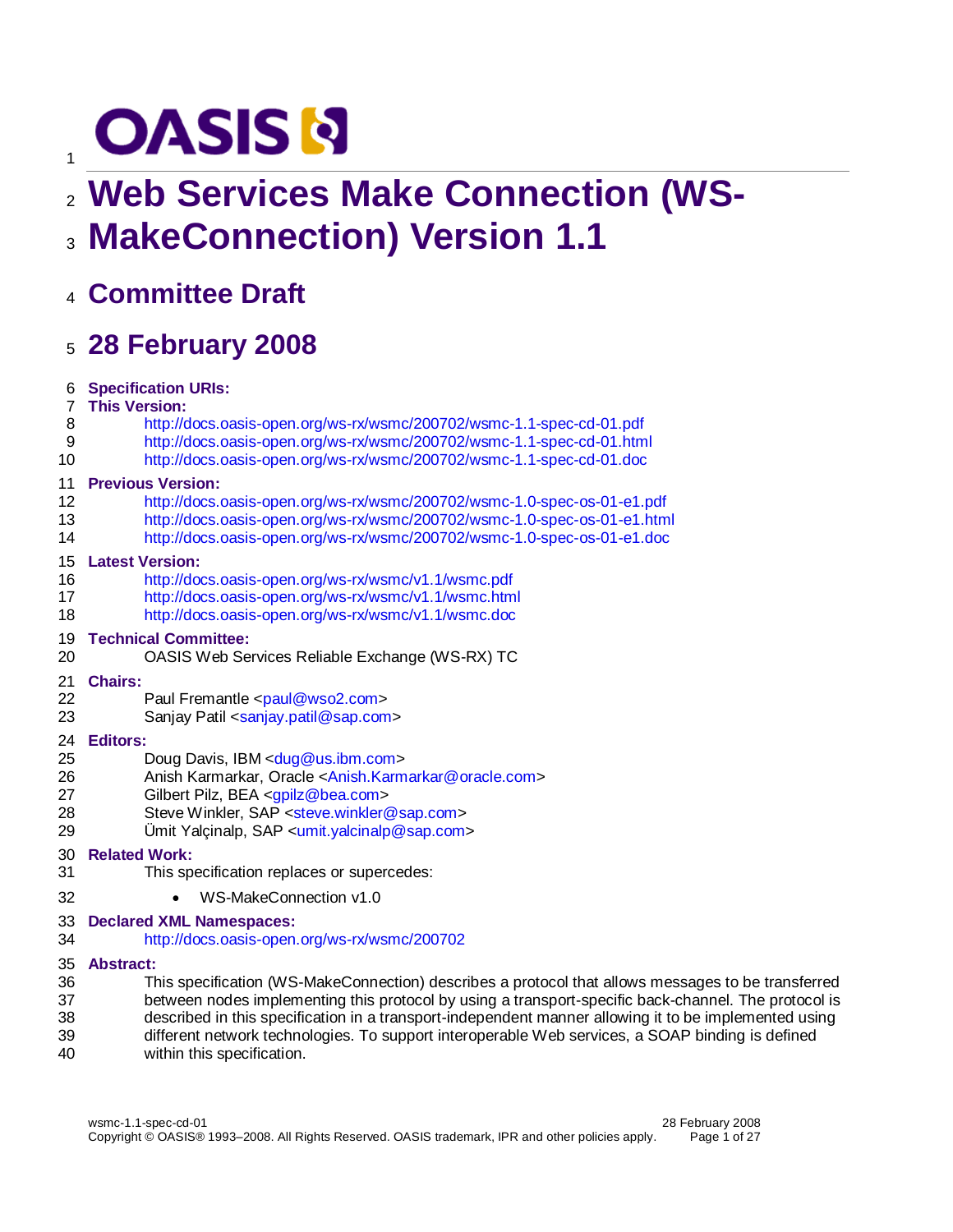OASIS

# Web Services Make Connection (WS-MakeConnection) Version 1.1

## Committee Draft

## 28 February 2008

**Specification URIs:**

**This Version:**

http://docs.oasis-open.org/ws-rx/wsmc/200702/wsmc-1.1-spec-cd-01.pdf
http://docs.oasis-open.org/ws-rx/wsmc/200702/wsmc-1.1-spec-cd-01.html
http://docs.oasis-open.org/ws-rx/wsmc/200702/wsmc-1.1-spec-cd-01.doc

**Previous Version:**

http://docs.oasis-open.org/ws-rx/wsmc/200702/wsmc-1.0-spec-os-01-e1.pdf
http://docs.oasis-open.org/ws-rx/wsmc/200702/wsmc-1.0-spec-os-01-e1.html
http://docs.oasis-open.org/ws-rx/wsmc/200702/wsmc-1.0-spec-os-01-e1.doc

**Latest Version:**

http://docs.oasis-open.org/ws-rx/wsmc/v1.1/wsmc.pdf
http://docs.oasis-open.org/ws-rx/wsmc/v1.1/wsmc.html
http://docs.oasis-open.org/ws-rx/wsmc/v1.1/wsmc.doc

**Technical Committee:**

OASIS Web Services Reliable Exchange (WS-RX) TC

**Chairs:**

Paul Fremantle <paul@wso2.com>
Sanjay Patil <sanjay.patil@sap.com>

**Editors:**

Doug Davis, IBM <dug@us.ibm.com>
Anish Karmarkar, Oracle <Anish.Karmarkar@oracle.com>
Gilbert Pilz, BEA <gpilz@bea.com>
Steve Winkler, SAP <steve.winkler@sap.com>
Ümit Yalçinalp, SAP <umit.yalcinalp@sap.com>

**Related Work:**

This specification replaces or supercedes:

- WS-MakeConnection v1.0

**Declared XML Namespaces:**

http://docs.oasis-open.org/ws-rx/wsmc/200702

**Abstract:**

This specification (WS-MakeConnection) describes a protocol that allows messages to be transferred between nodes implementing this protocol by using a transport-specific back-channel. The protocol is described in this specification in a transport-independent manner allowing it to be implemented using different network technologies. To support interoperable Web services, a SOAP binding is defined within this specification.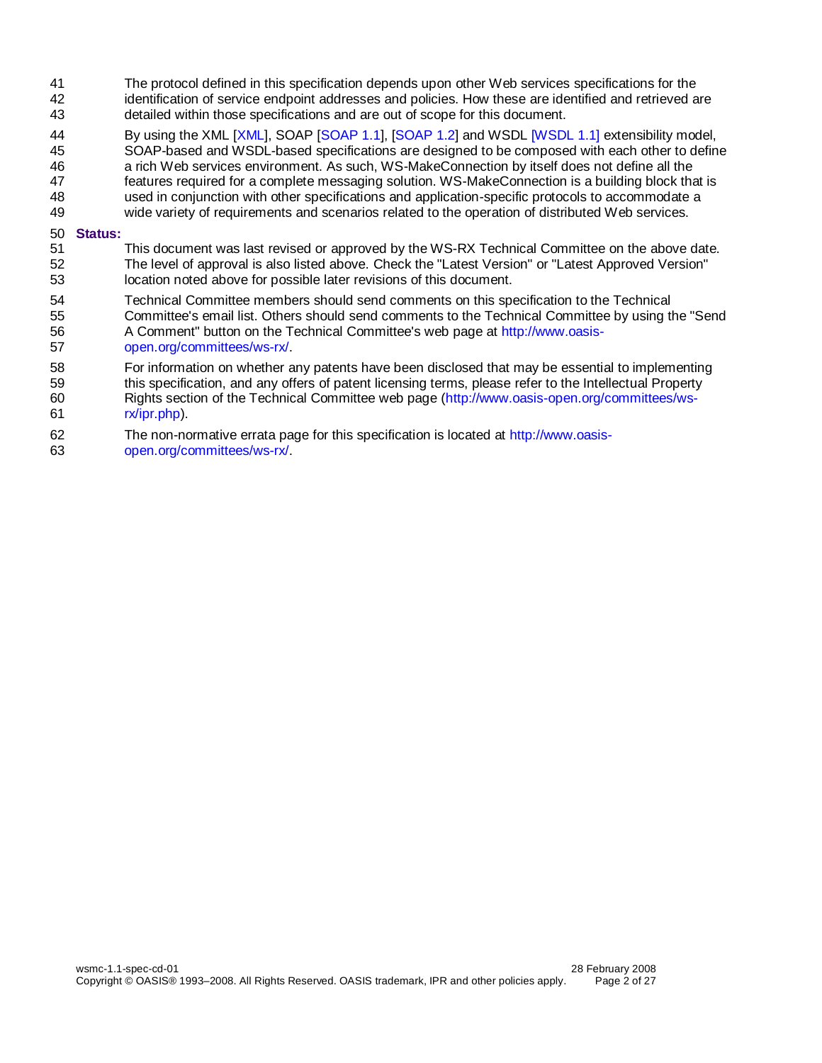The protocol defined in this specification depends upon other Web services specifications for the identification of service endpoint addresses and policies. How these are identified and retrieved are detailed within those specifications and are out of scope for this document.

By using the XML [XML], SOAP [SOAP 1.1], [SOAP 1.2] and WSDL [WSDL 1.1] extensibility model, SOAP-based and WSDL-based specifications are designed to be composed with each other to define a rich Web services environment. As such, WS-MakeConnection by itself does not define all the features required for a complete messaging solution. WS-MakeConnection is a building block that is used in conjunction with other specifications and application-specific protocols to accommodate a wide variety of requirements and scenarios related to the operation of distributed Web services.

**Status:**

This document was last revised or approved by the WS-RX Technical Committee on the above date. The level of approval is also listed above. Check the "Latest Version" or "Latest Approved Version" location noted above for possible later revisions of this document.

Technical Committee members should send comments on this specification to the Technical Committee's email list. Others should send comments to the Technical Committee by using the "Send A Comment" button on the Technical Committee's web page at http://www.oasis-open.org/committees/ws-rx/.

For information on whether any patents have been disclosed that may be essential to implementing this specification, and any offers of patent licensing terms, please refer to the Intellectual Property Rights section of the Technical Committee web page (http://www.oasis-open.org/committees/ws-rx/ipr.php).

The non-normative errata page for this specification is located at http://www.oasis-open.org/committees/ws-rx/.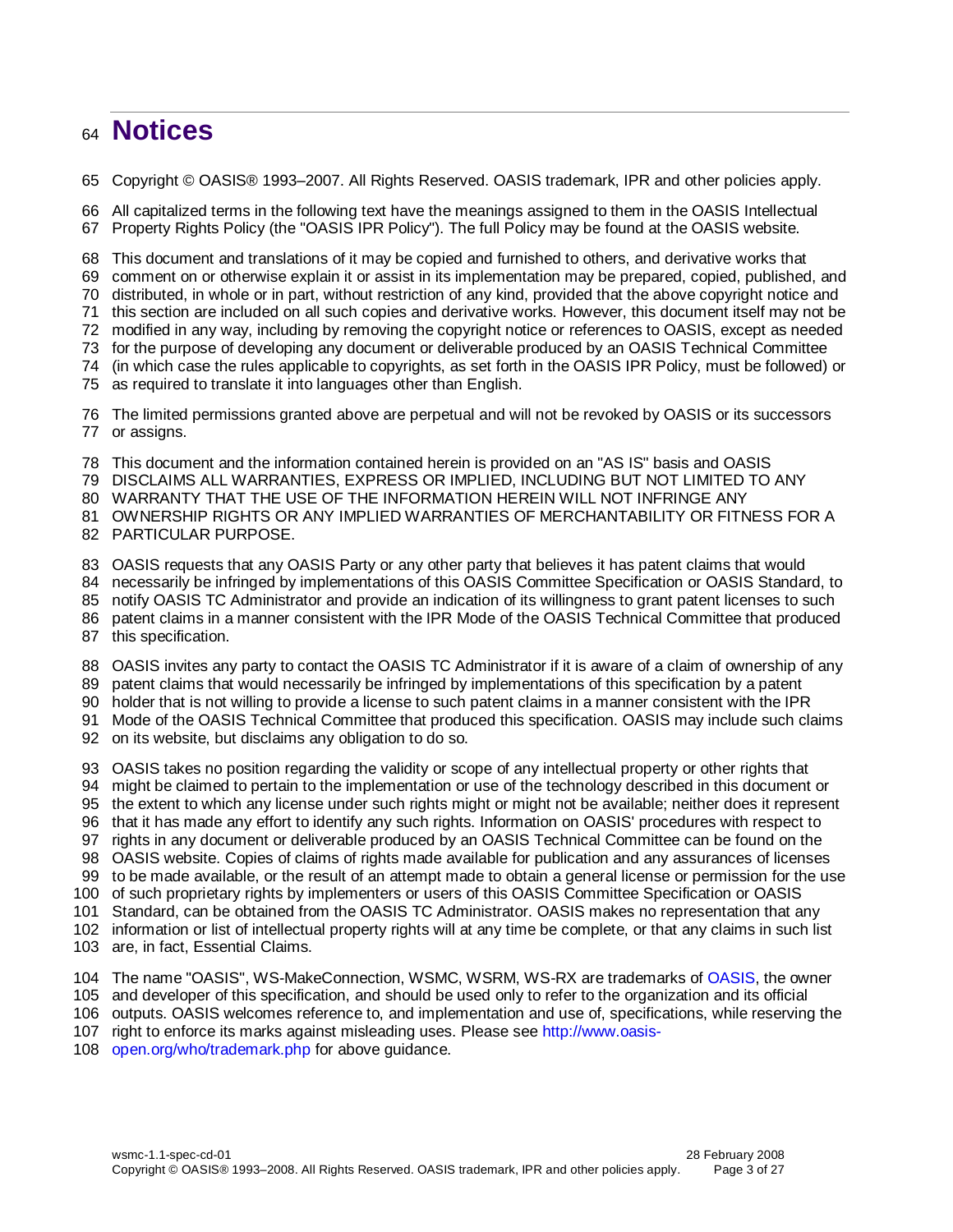# Notices

Copyright © OASIS® 1993–2007. All Rights Reserved. OASIS trademark, IPR and other policies apply.

All capitalized terms in the following text have the meanings assigned to them in the OASIS Intellectual Property Rights Policy (the "OASIS IPR Policy"). The full Policy may be found at the OASIS website.

This document and translations of it may be copied and furnished to others, and derivative works that comment on or otherwise explain it or assist in its implementation may be prepared, copied, published, and distributed, in whole or in part, without restriction of any kind, provided that the above copyright notice and this section are included on all such copies and derivative works. However, this document itself may not be modified in any way, including by removing the copyright notice or references to OASIS, except as needed for the purpose of developing any document or deliverable produced by an OASIS Technical Committee (in which case the rules applicable to copyrights, as set forth in the OASIS IPR Policy, must be followed) or as required to translate it into languages other than English.

The limited permissions granted above are perpetual and will not be revoked by OASIS or its successors or assigns.

This document and the information contained herein is provided on an "AS IS" basis and OASIS DISCLAIMS ALL WARRANTIES, EXPRESS OR IMPLIED, INCLUDING BUT NOT LIMITED TO ANY WARRANTY THAT THE USE OF THE INFORMATION HEREIN WILL NOT INFRINGE ANY OWNERSHIP RIGHTS OR ANY IMPLIED WARRANTIES OF MERCHANTABILITY OR FITNESS FOR A PARTICULAR PURPOSE.

OASIS requests that any OASIS Party or any other party that believes it has patent claims that would necessarily be infringed by implementations of this OASIS Committee Specification or OASIS Standard, to notify OASIS TC Administrator and provide an indication of its willingness to grant patent licenses to such patent claims in a manner consistent with the IPR Mode of the OASIS Technical Committee that produced this specification.

OASIS invites any party to contact the OASIS TC Administrator if it is aware of a claim of ownership of any patent claims that would necessarily be infringed by implementations of this specification by a patent holder that is not willing to provide a license to such patent claims in a manner consistent with the IPR Mode of the OASIS Technical Committee that produced this specification. OASIS may include such claims on its website, but disclaims any obligation to do so.

OASIS takes no position regarding the validity or scope of any intellectual property or other rights that might be claimed to pertain to the implementation or use of the technology described in this document or the extent to which any license under such rights might or might not be available; neither does it represent that it has made any effort to identify any such rights. Information on OASIS' procedures with respect to rights in any document or deliverable produced by an OASIS Technical Committee can be found on the OASIS website. Copies of claims of rights made available for publication and any assurances of licenses to be made available, or the result of an attempt made to obtain a general license or permission for the use of such proprietary rights by implementers or users of this OASIS Committee Specification or OASIS Standard, can be obtained from the OASIS TC Administrator. OASIS makes no representation that any information or list of intellectual property rights will at any time be complete, or that any claims in such list are, in fact, Essential Claims.

The name "OASIS", WS-MakeConnection, WSMC, WSRM, WS-RX are trademarks of OASIS, the owner and developer of this specification, and should be used only to refer to the organization and its official outputs. OASIS welcomes reference to, and implementation and use of, specifications, while reserving the right to enforce its marks against misleading uses. Please see http://www.oasis-open.org/who/trademark.php for above guidance.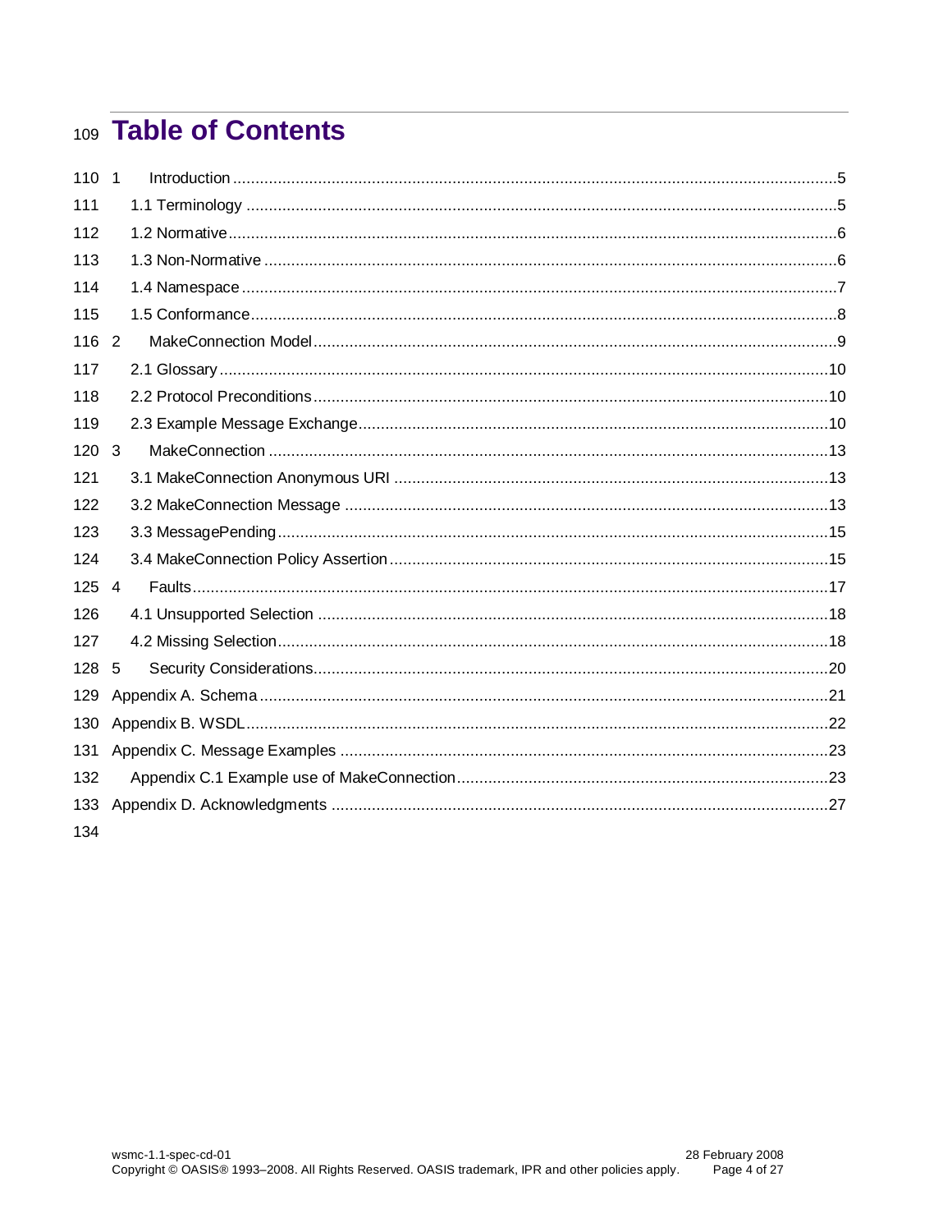# Table of Contents

1 Introduction ....................................................................................................................................5
  1.1 Terminology ..................................................................................................................................5
  1.2 Normative .......................................................................................................................................6
  1.3 Non-Normative ...............................................................................................................................6
  1.4 Namespace ....................................................................................................................................7
  1.5 Conformance ..................................................................................................................................8
2 MakeConnection Model ...................................................................................................................9
  2.1 Glossary .......................................................................................................................................10
  2.2 Protocol Preconditions ..................................................................................................................10
  2.3 Example Message Exchange ........................................................................................................10
3 MakeConnection ............................................................................................................................13
  3.1 MakeConnection Anonymous URI ................................................................................................13
  3.2 MakeConnection Message ...........................................................................................................13
  3.3 MessagePending ..........................................................................................................................15
  3.4 MakeConnection Policy Assertion .................................................................................................15
4 Faults .............................................................................................................................................17
  4.1 Unsupported Selection .................................................................................................................18
  4.2 Missing Selection ..........................................................................................................................18
5 Security Considerations ..................................................................................................................20
Appendix A. Schema ..........................................................................................................................21
Appendix B. WSDL .............................................................................................................................22
Appendix C. Message Examples ........................................................................................................23
  Appendix C.1 Example use of MakeConnection .................................................................................23
Appendix D. Acknowledgments ...........................................................................................................27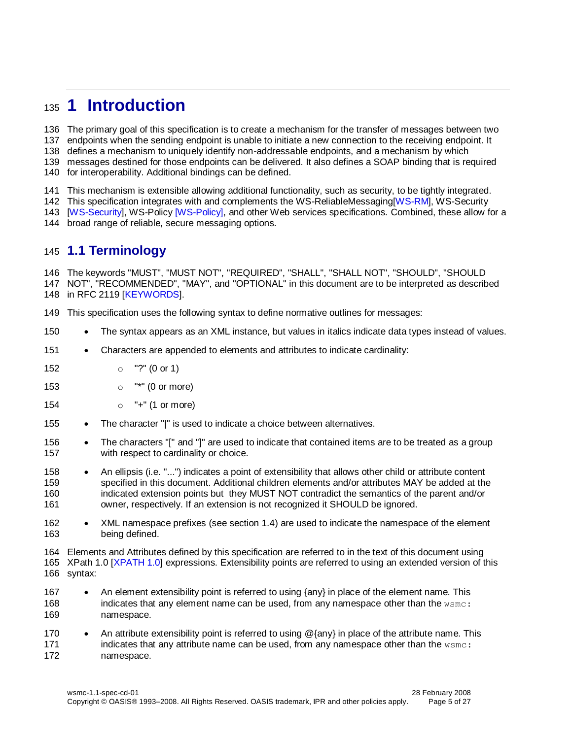# 1 Introduction

The primary goal of this specification is to create a mechanism for the transfer of messages between two endpoints when the sending endpoint is unable to initiate a new connection to the receiving endpoint. It defines a mechanism to uniquely identify non-addressable endpoints, and a mechanism by which messages destined for those endpoints can be delivered. It also defines a SOAP binding that is required for interoperability. Additional bindings can be defined.

This mechanism is extensible allowing additional functionality, such as security, to be tightly integrated. This specification integrates with and complements the WS-ReliableMessaging[WS-RM], WS-Security [WS-Security], WS-Policy [WS-Policy], and other Web services specifications. Combined, these allow for a broad range of reliable, secure messaging options.

## 1.1 Terminology

The keywords "MUST", "MUST NOT", "REQUIRED", "SHALL", "SHALL NOT", "SHOULD", "SHOULD NOT", "RECOMMENDED", "MAY", and "OPTIONAL" in this document are to be interpreted as described in RFC 2119 [KEYWORDS].

This specification uses the following syntax to define normative outlines for messages:

- The syntax appears as an XML instance, but values in italics indicate data types instead of values.
- Characters are appended to elements and attributes to indicate cardinality:
  - "?" (0 or 1)
  - "*" (0 or more)
  - "+" (1 or more)
- The character "|" is used to indicate a choice between alternatives.
- The characters "[" and "]" are used to indicate that contained items are to be treated as a group with respect to cardinality or choice.
- An ellipsis (i.e. "...") indicates a point of extensibility that allows other child or attribute content specified in this document. Additional children elements and/or attributes MAY be added at the indicated extension points but they MUST NOT contradict the semantics of the parent and/or owner, respectively. If an extension is not recognized it SHOULD be ignored.
- XML namespace prefixes (see section 1.4) are used to indicate the namespace of the element being defined.

Elements and Attributes defined by this specification are referred to in the text of this document using XPath 1.0 [XPATH 1.0] expressions. Extensibility points are referred to using an extended version of this syntax:

- An element extensibility point is referred to using {any} in place of the element name. This indicates that any element name can be used, from any namespace other than the `wsmc:` namespace.
- An attribute extensibility point is referred to using @{any} in place of the attribute name. This indicates that any attribute name can be used, from any namespace other than the `wsmc:` namespace.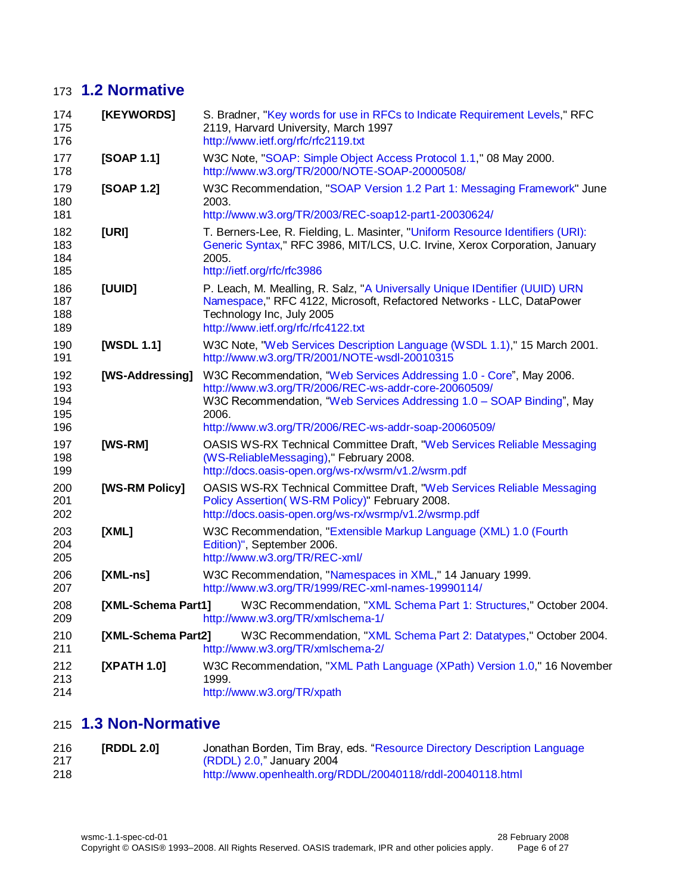## 1.2 Normative

**[KEYWORDS]** S. Bradner, "Key words for use in RFCs to Indicate Requirement Levels," RFC 2119, Harvard University, March 1997
http://www.ietf.org/rfc/rfc2119.txt

**[SOAP 1.1]** W3C Note, "SOAP: Simple Object Access Protocol 1.1," 08 May 2000.
http://www.w3.org/TR/2000/NOTE-SOAP-20000508/

**[SOAP 1.2]** W3C Recommendation, "SOAP Version 1.2 Part 1: Messaging Framework" June 2003.
http://www.w3.org/TR/2003/REC-soap12-part1-20030624/

**[URI]** T. Berners-Lee, R. Fielding, L. Masinter, "Uniform Resource Identifiers (URI): Generic Syntax," RFC 3986, MIT/LCS, U.C. Irvine, Xerox Corporation, January 2005.
http://ietf.org/rfc/rfc3986

**[UUID]** P. Leach, M. Mealling, R. Salz, "A Universally Unique IDentifier (UUID) URN Namespace," RFC 4122, Microsoft, Refactored Networks - LLC, DataPower Technology Inc, July 2005
http://www.ietf.org/rfc/rfc4122.txt

**[WSDL 1.1]** W3C Note, "Web Services Description Language (WSDL 1.1)," 15 March 2001.
http://www.w3.org/TR/2001/NOTE-wsdl-20010315

**[WS-Addressing]** W3C Recommendation, "Web Services Addressing 1.0 - Core", May 2006.
http://www.w3.org/TR/2006/REC-ws-addr-core-20060509/
W3C Recommendation, "Web Services Addressing 1.0 – SOAP Binding", May 2006.
http://www.w3.org/TR/2006/REC-ws-addr-soap-20060509/

**[WS-RM]** OASIS WS-RX Technical Committee Draft, "Web Services Reliable Messaging (WS-ReliableMessaging)," February 2008.
http://docs.oasis-open.org/ws-rx/wsrm/v1.2/wsrm.pdf

**[WS-RM Policy]** OASIS WS-RX Technical Committee Draft, "Web Services Reliable Messaging Policy Assertion( WS-RM Policy)" February 2008.
http://docs.oasis-open.org/ws-rx/wsrmp/v1.2/wsrmp.pdf

**[XML]** W3C Recommendation, "Extensible Markup Language (XML) 1.0 (Fourth Edition)", September 2006.
http://www.w3.org/TR/REC-xml/

**[XML-ns]** W3C Recommendation, "Namespaces in XML," 14 January 1999.
http://www.w3.org/TR/1999/REC-xml-names-19990114/

**[XML-Schema Part1]** W3C Recommendation, "XML Schema Part 1: Structures," October 2004.
http://www.w3.org/TR/xmlschema-1/

**[XML-Schema Part2]** W3C Recommendation, "XML Schema Part 2: Datatypes," October 2004.
http://www.w3.org/TR/xmlschema-2/

**[XPATH 1.0]** W3C Recommendation, "XML Path Language (XPath) Version 1.0," 16 November 1999.
http://www.w3.org/TR/xpath

## 1.3 Non-Normative

**[RDDL 2.0]** Jonathan Borden, Tim Bray, eds. "Resource Directory Description Language (RDDL) 2.0," January 2004
http://www.openhealth.org/RDDL/20040118/rddl-20040118.html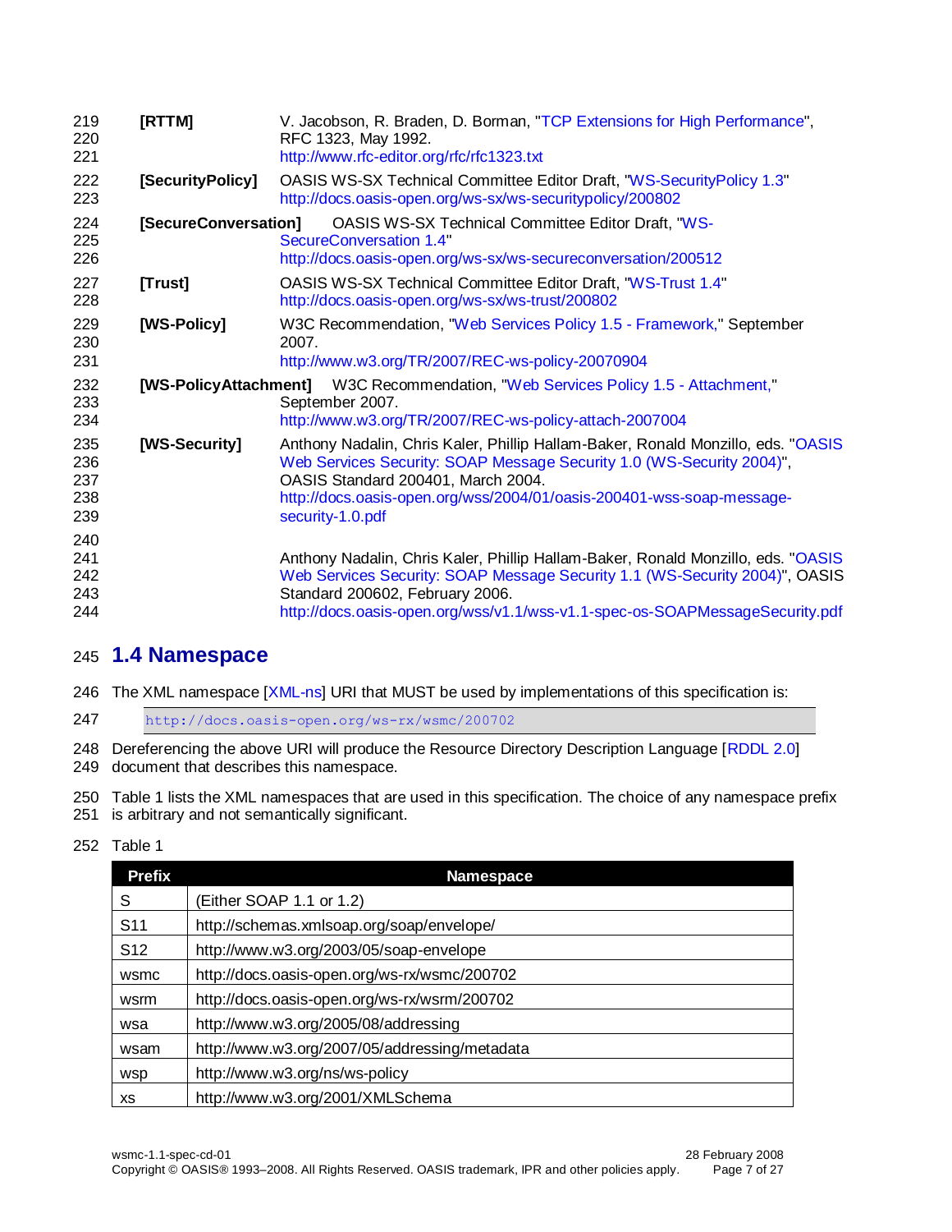**[RTTM]** V. Jacobson, R. Braden, D. Borman, "TCP Extensions for High Performance", RFC 1323, May 1992.
http://www.rfc-editor.org/rfc/rfc1323.txt

**[SecurityPolicy]** OASIS WS-SX Technical Committee Editor Draft, "WS-SecurityPolicy 1.3"
http://docs.oasis-open.org/ws-sx/ws-securitypolicy/200802

**[SecureConversation]** OASIS WS-SX Technical Committee Editor Draft, "WS-SecureConversation 1.4"
http://docs.oasis-open.org/ws-sx/ws-secureconversation/200512

**[Trust]** OASIS WS-SX Technical Committee Editor Draft, "WS-Trust 1.4"
http://docs.oasis-open.org/ws-sx/ws-trust/200802

**[WS-Policy]** W3C Recommendation, "Web Services Policy 1.5 - Framework," September 2007.
http://www.w3.org/TR/2007/REC-ws-policy-20070904

**[WS-PolicyAttachment]** W3C Recommendation, "Web Services Policy 1.5 - Attachment," September 2007.
http://www.w3.org/TR/2007/REC-ws-policy-attach-2007004

**[WS-Security]** Anthony Nadalin, Chris Kaler, Phillip Hallam-Baker, Ronald Monzillo, eds. "OASIS Web Services Security: SOAP Message Security 1.0 (WS-Security 2004)", OASIS Standard 200401, March 2004.
http://docs.oasis-open.org/wss/2004/01/oasis-200401-wss-soap-message-security-1.0.pdf

Anthony Nadalin, Chris Kaler, Phillip Hallam-Baker, Ronald Monzillo, eds. "OASIS Web Services Security: SOAP Message Security 1.1 (WS-Security 2004)", OASIS Standard 200602, February 2006.
http://docs.oasis-open.org/wss/v1.1/wss-v1.1-spec-os-SOAPMessageSecurity.pdf

## 1.4 Namespace

The XML namespace [XML-ns] URI that MUST be used by implementations of this specification is:

```
http://docs.oasis-open.org/ws-rx/wsmc/200702
```

Dereferencing the above URI will produce the Resource Directory Description Language [RDDL 2.0] document that describes this namespace.

Table 1 lists the XML namespaces that are used in this specification. The choice of any namespace prefix is arbitrary and not semantically significant.

Table 1

| Prefix | Namespace |
|---|---|
| S | (Either SOAP 1.1 or 1.2) |
| S11 | http://schemas.xmlsoap.org/soap/envelope/ |
| S12 | http://www.w3.org/2003/05/soap-envelope |
| wsmc | http://docs.oasis-open.org/ws-rx/wsmc/200702 |
| wsrm | http://docs.oasis-open.org/ws-rx/wsrm/200702 |
| wsa | http://www.w3.org/2005/08/addressing |
| wsam | http://www.w3.org/2007/05/addressing/metadata |
| wsp | http://www.w3.org/ns/ws-policy |
| xs | http://www.w3.org/2001/XMLSchema |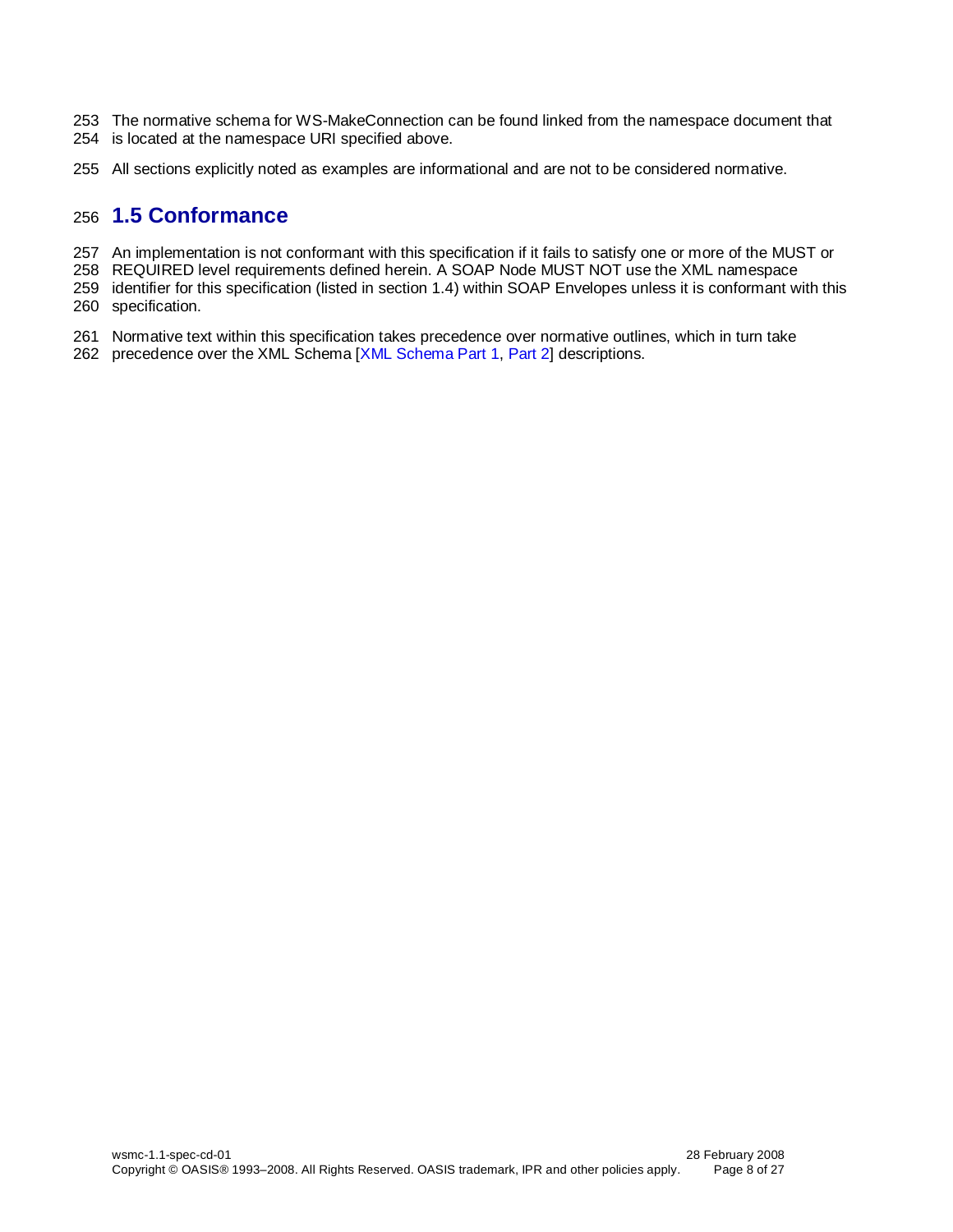The normative schema for WS-MakeConnection can be found linked from the namespace document that is located at the namespace URI specified above.

All sections explicitly noted as examples are informational and are not to be considered normative.

## 1.5 Conformance

An implementation is not conformant with this specification if it fails to satisfy one or more of the MUST or REQUIRED level requirements defined herein. A SOAP Node MUST NOT use the XML namespace identifier for this specification (listed in section 1.4) within SOAP Envelopes unless it is conformant with this specification.

Normative text within this specification takes precedence over normative outlines, which in turn take precedence over the XML Schema [XML Schema Part 1, Part 2] descriptions.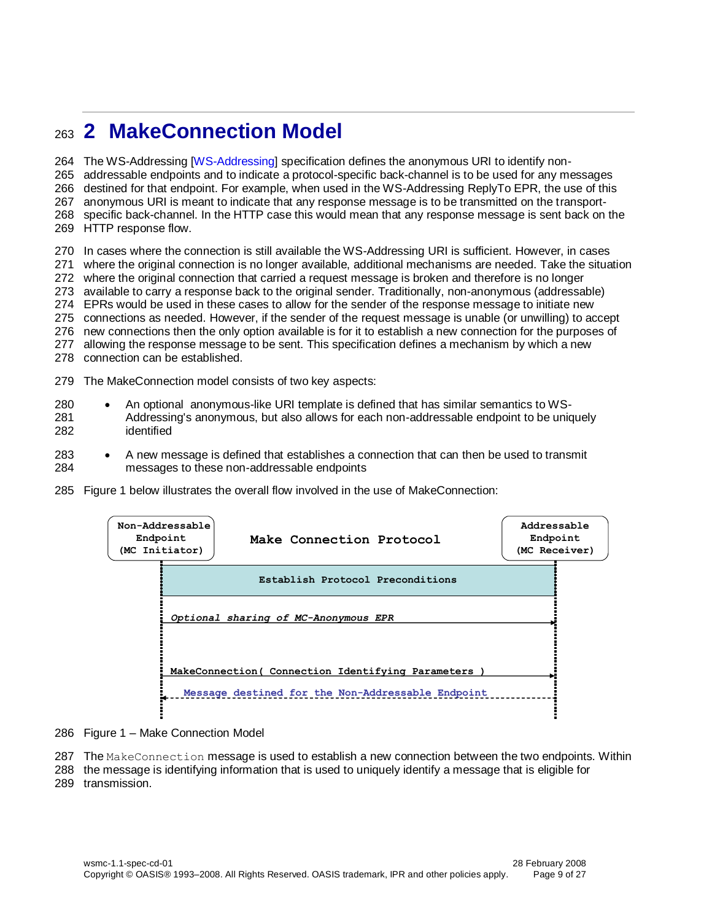# 2 MakeConnection Model

The WS-Addressing [WS-Addressing] specification defines the anonymous URI to identify non-addressable endpoints and to indicate a protocol-specific back-channel is to be used for any messages destined for that endpoint. For example, when used in the WS-Addressing ReplyTo EPR, the use of this anonymous URI is meant to indicate that any response message is to be transmitted on the transport-specific back-channel. In the HTTP case this would mean that any response message is sent back on the HTTP response flow.

In cases where the connection is still available the WS-Addressing URI is sufficient. However, in cases where the original connection is no longer available, additional mechanisms are needed. Take the situation where the original connection that carried a request message is broken and therefore is no longer available to carry a response back to the original sender. Traditionally, non-anonymous (addressable) EPRs would be used in these cases to allow for the sender of the response message to initiate new connections as needed. However, if the sender of the request message is unable (or unwilling) to accept new connections then the only option available is for it to establish a new connection for the purposes of allowing the response message to be sent. This specification defines a mechanism by which a new connection can be established.

The MakeConnection model consists of two key aspects:

- An optional anonymous-like URI template is defined that has similar semantics to WS-Addressing's anonymous, but also allows for each non-addressable endpoint to be uniquely identified
- A new message is defined that establishes a connection that can then be used to transmit messages to these non-addressable endpoints

Figure 1 below illustrates the overall flow involved in the use of MakeConnection:

```
Non-Addressable                                        Addressable
   Endpoint          Make Connection Protocol            Endpoint
(MC Initiator)                                        (MC Receiver)
      |                                                     |
      |          Establish Protocol Preconditions           |
      |                                                     |
      | Optional sharing of MC-Anonymous EPR                |
      |---------------------------------------------------->|
      |                                                     |
      | MakeConnection( Connection Identifying Parameters ) |
      |---------------------------------------------------->|
      |   Message destined for the Non-Addressable Endpoint |
      |<- - - - - - - - - - - - - - - - - - - - - - - - - - |
```

Figure 1 – Make Connection Model

The `MakeConnection` message is used to establish a new connection between the two endpoints. Within the message is identifying information that is used to uniquely identify a message that is eligible for transmission.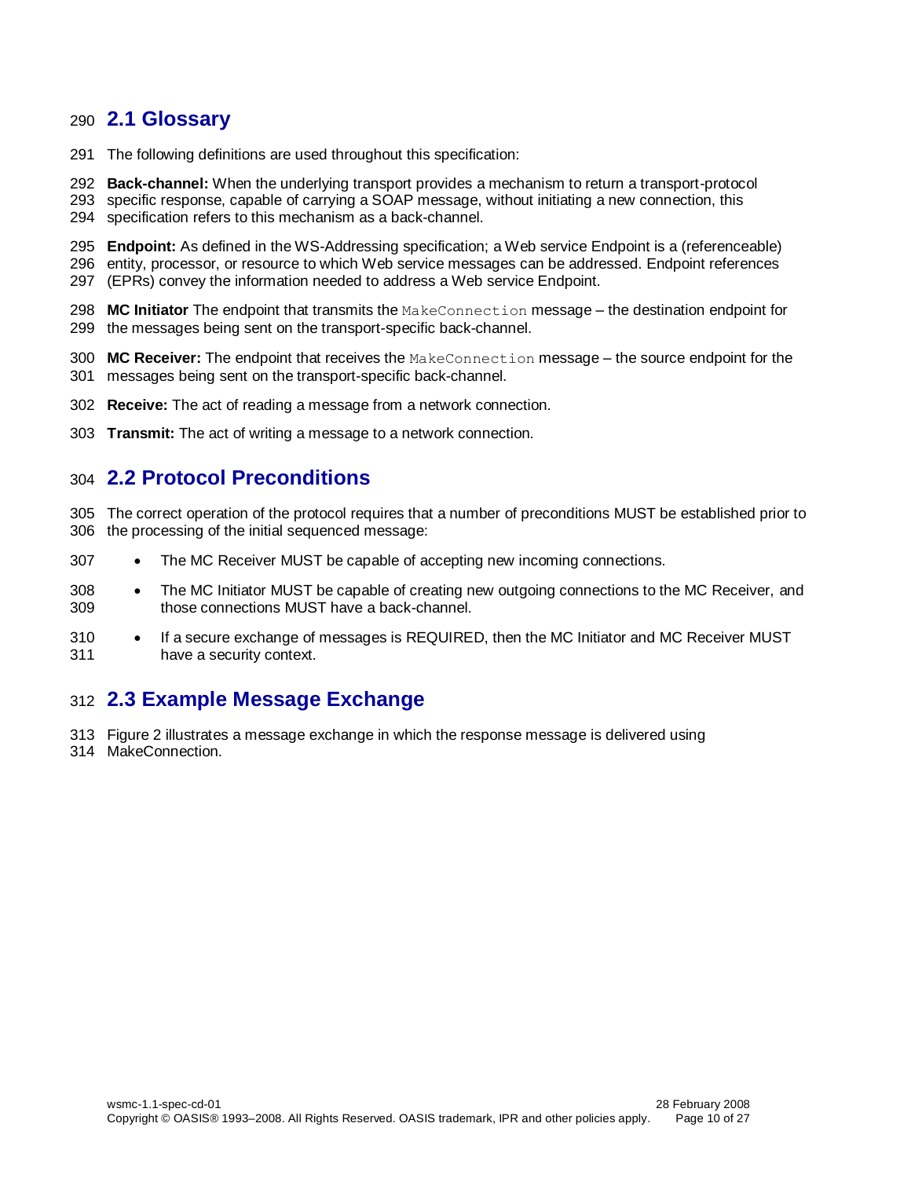## 2.1 Glossary

The following definitions are used throughout this specification:

**Back-channel:** When the underlying transport provides a mechanism to return a transport-protocol specific response, capable of carrying a SOAP message, without initiating a new connection, this specification refers to this mechanism as a back-channel.

**Endpoint:** As defined in the WS-Addressing specification; a Web service Endpoint is a (referenceable) entity, processor, or resource to which Web service messages can be addressed. Endpoint references (EPRs) convey the information needed to address a Web service Endpoint.

**MC Initiator** The endpoint that transmits the `MakeConnection` message – the destination endpoint for the messages being sent on the transport-specific back-channel.

**MC Receiver:** The endpoint that receives the `MakeConnection` message – the source endpoint for the messages being sent on the transport-specific back-channel.

**Receive:** The act of reading a message from a network connection.

**Transmit:** The act of writing a message to a network connection.

## 2.2 Protocol Preconditions

The correct operation of the protocol requires that a number of preconditions MUST be established prior to the processing of the initial sequenced message:

- The MC Receiver MUST be capable of accepting new incoming connections.
- The MC Initiator MUST be capable of creating new outgoing connections to the MC Receiver, and those connections MUST have a back-channel.
- If a secure exchange of messages is REQUIRED, then the MC Initiator and MC Receiver MUST have a security context.

## 2.3 Example Message Exchange

Figure 2 illustrates a message exchange in which the response message is delivered using MakeConnection.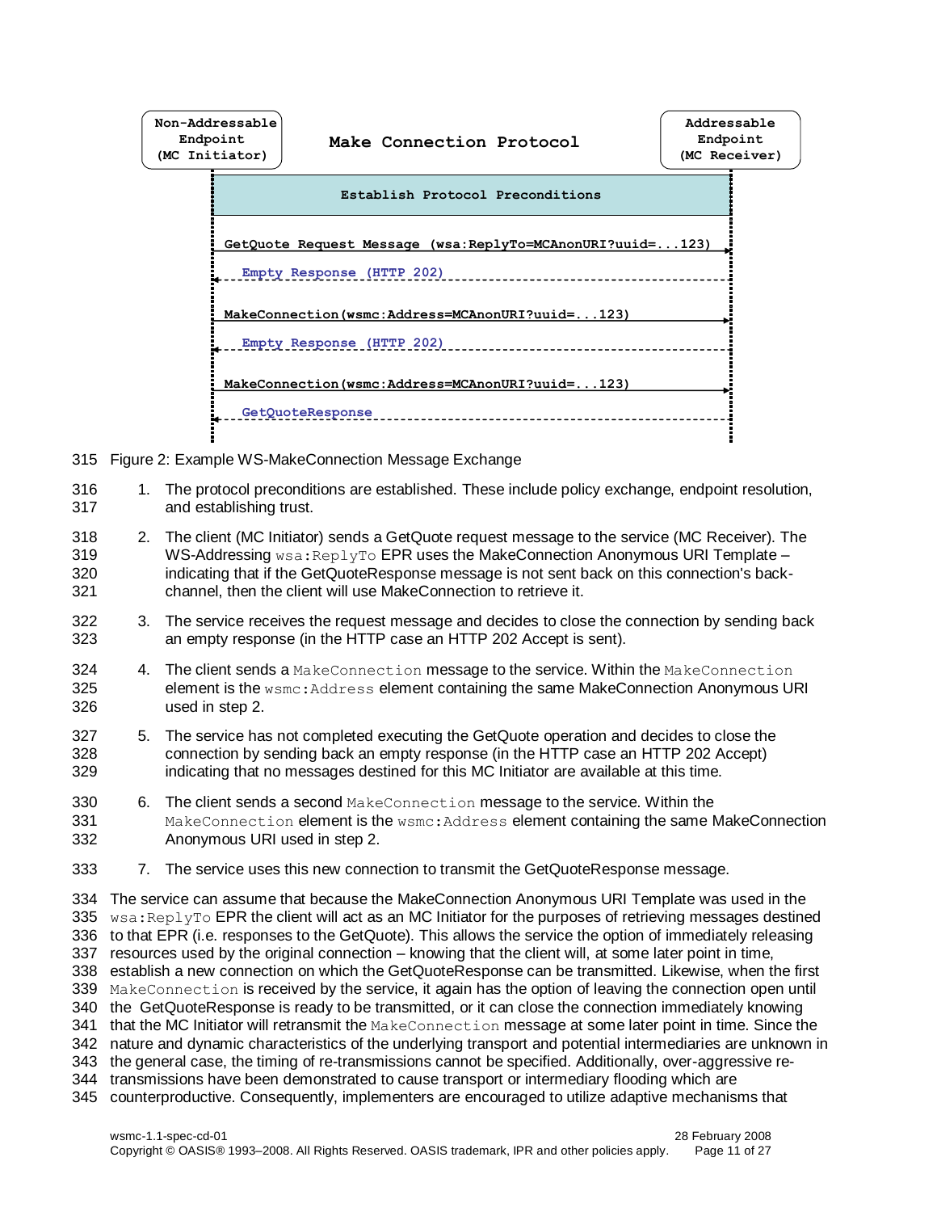Non-Addressable Endpoint (MC Initiator) — Make Connection Protocol — Addressable Endpoint (MC Receiver)

Establish Protocol Preconditions

GetQuote Request Message (wsa:ReplyTo=MCAnonURI?uuid=...123)

Empty Response (HTTP 202)

MakeConnection(wsmc:Address=MCAnonURI?uuid=...123)

Empty Response (HTTP 202)

MakeConnection(wsmc:Address=MCAnonURI?uuid=...123)

GetQuoteResponse

Figure 2: Example WS-MakeConnection Message Exchange

1. The protocol preconditions are established. These include policy exchange, endpoint resolution, and establishing trust.
2. The client (MC Initiator) sends a GetQuote request message to the service (MC Receiver). The WS-Addressing `wsa:ReplyTo` EPR uses the MakeConnection Anonymous URI Template – indicating that if the GetQuoteResponse message is not sent back on this connection's back-channel, then the client will use MakeConnection to retrieve it.
3. The service receives the request message and decides to close the connection by sending back an empty response (in the HTTP case an HTTP 202 Accept is sent).
4. The client sends a `MakeConnection` message to the service. Within the `MakeConnection` element is the `wsmc:Address` element containing the same MakeConnection Anonymous URI used in step 2.
5. The service has not completed executing the GetQuote operation and decides to close the connection by sending back an empty response (in the HTTP case an HTTP 202 Accept) indicating that no messages destined for this MC Initiator are available at this time.
6. The client sends a second `MakeConnection` message to the service. Within the `MakeConnection` element is the `wsmc:Address` element containing the same MakeConnection Anonymous URI used in step 2.
7. The service uses this new connection to transmit the GetQuoteResponse message.

The service can assume that because the MakeConnection Anonymous URI Template was used in the `wsa:ReplyTo` EPR the client will act as an MC Initiator for the purposes of retrieving messages destined to that EPR (i.e. responses to the GetQuote). This allows the service the option of immediately releasing resources used by the original connection – knowing that the client will, at some later point in time, establish a new connection on which the GetQuoteResponse can be transmitted. Likewise, when the first `MakeConnection` is received by the service, it again has the option of leaving the connection open until the GetQuoteResponse is ready to be transmitted, or it can close the connection immediately knowing that the MC Initiator will retransmit the `MakeConnection` message at some later point in time. Since the nature and dynamic characteristics of the underlying transport and potential intermediaries are unknown in the general case, the timing of re-transmissions cannot be specified. Additionally, over-aggressive re-transmissions have been demonstrated to cause transport or intermediary flooding which are counterproductive. Consequently, implementers are encouraged to utilize adaptive mechanisms that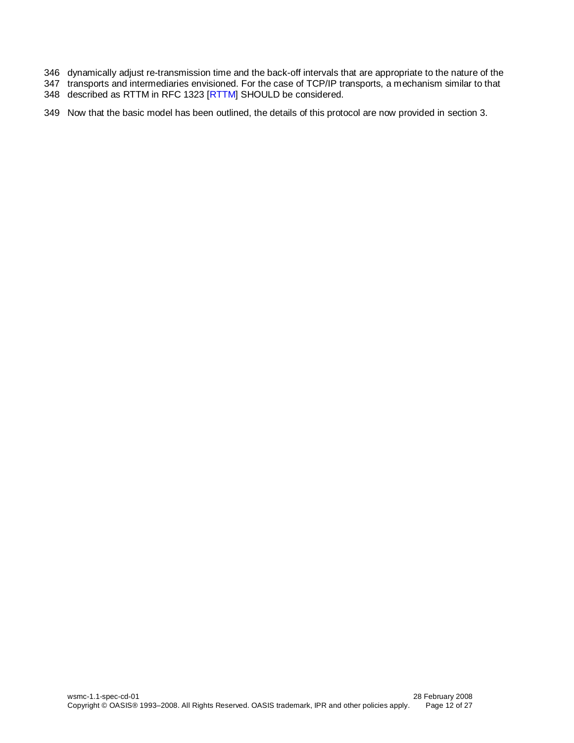dynamically adjust re-transmission time and the back-off intervals that are appropriate to the nature of the transports and intermediaries envisioned. For the case of TCP/IP transports, a mechanism similar to that described as RTTM in RFC 1323 [RTTM] SHOULD be considered.

Now that the basic model has been outlined, the details of this protocol are now provided in section 3.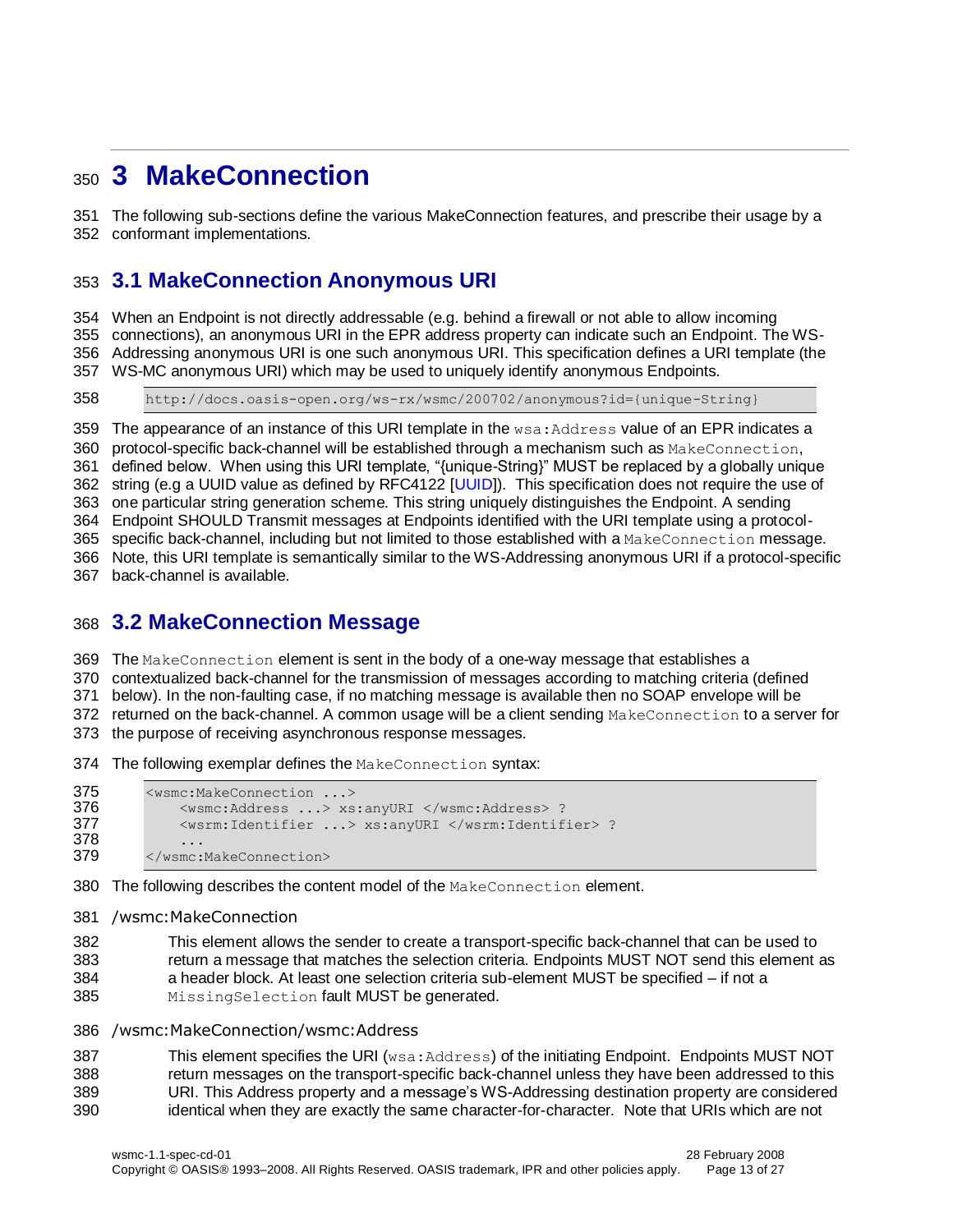# 3 MakeConnection

The following sub-sections define the various MakeConnection features, and prescribe their usage by a conformant implementations.

## 3.1 MakeConnection Anonymous URI

When an Endpoint is not directly addressable (e.g. behind a firewall or not able to allow incoming connections), an anonymous URI in the EPR address property can indicate such an Endpoint. The WS-Addressing anonymous URI is one such anonymous URI. This specification defines a URI template (the WS-MC anonymous URI) which may be used to uniquely identify anonymous Endpoints.

```
http://docs.oasis-open.org/ws-rx/wsmc/200702/anonymous?id={unique-String}
```

The appearance of an instance of this URI template in the `wsa:Address` value of an EPR indicates a protocol-specific back-channel will be established through a mechanism such as `MakeConnection`, defined below. When using this URI template, "{unique-String}" MUST be replaced by a globally unique string (e.g a UUID value as defined by RFC4122 [UUID]). This specification does not require the use of one particular string generation scheme. This string uniquely distinguishes the Endpoint. A sending Endpoint SHOULD Transmit messages at Endpoints identified with the URI template using a protocol-specific back-channel, including but not limited to those established with a `MakeConnection` message. Note, this URI template is semantically similar to the WS-Addressing anonymous URI if a protocol-specific back-channel is available.

## 3.2 MakeConnection Message

The `MakeConnection` element is sent in the body of a one-way message that establishes a contextualized back-channel for the transmission of messages according to matching criteria (defined below). In the non-faulting case, if no matching message is available then no SOAP envelope will be returned on the back-channel. A common usage will be a client sending `MakeConnection` to a server for the purpose of receiving asynchronous response messages.

The following exemplar defines the `MakeConnection` syntax:

```
<wsmc:MakeConnection ...>
    <wsmc:Address ...> xs:anyURI </wsmc:Address> ?
    <wsrm:Identifier ...> xs:anyURI </wsrm:Identifier> ?
    ...
</wsmc:MakeConnection>
```

The following describes the content model of the `MakeConnection` element.

/wsmc:MakeConnection

This element allows the sender to create a transport-specific back-channel that can be used to return a message that matches the selection criteria. Endpoints MUST NOT send this element as a header block. At least one selection criteria sub-element MUST be specified – if not a `MissingSelection` fault MUST be generated.

/wsmc:MakeConnection/wsmc:Address

This element specifies the URI (`wsa:Address`) of the initiating Endpoint. Endpoints MUST NOT return messages on the transport-specific back-channel unless they have been addressed to this URI. This Address property and a message's WS-Addressing destination property are considered identical when they are exactly the same character-for-character. Note that URIs which are not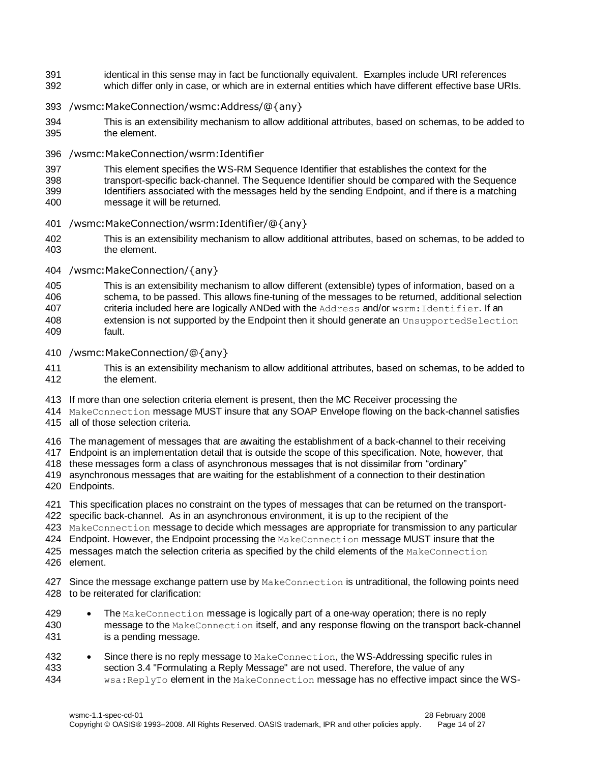identical in this sense may in fact be functionally equivalent. Examples include URI references which differ only in case, or which are in external entities which have different effective base URIs.

/wsmc:MakeConnection/wsmc:Address/@{any}

This is an extensibility mechanism to allow additional attributes, based on schemas, to be added to the element.

/wsmc:MakeConnection/wsrm:Identifier

This element specifies the WS-RM Sequence Identifier that establishes the context for the transport-specific back-channel. The Sequence Identifier should be compared with the Sequence Identifiers associated with the messages held by the sending Endpoint, and if there is a matching message it will be returned.

/wsmc:MakeConnection/wsrm:Identifier/@{any}

This is an extensibility mechanism to allow additional attributes, based on schemas, to be added to the element.

/wsmc:MakeConnection/{any}

This is an extensibility mechanism to allow different (extensible) types of information, based on a schema, to be passed. This allows fine-tuning of the messages to be returned, additional selection criteria included here are logically ANDed with the `Address` and/or `wsrm:Identifier`. If an extension is not supported by the Endpoint then it should generate an `UnsupportedSelection` fault.

/wsmc:MakeConnection/@{any}

This is an extensibility mechanism to allow additional attributes, based on schemas, to be added to the element.

If more than one selection criteria element is present, then the MC Receiver processing the `MakeConnection` message MUST insure that any SOAP Envelope flowing on the back-channel satisfies all of those selection criteria.

The management of messages that are awaiting the establishment of a back-channel to their receiving Endpoint is an implementation detail that is outside the scope of this specification. Note, however, that these messages form a class of asynchronous messages that is not dissimilar from "ordinary" asynchronous messages that are waiting for the establishment of a connection to their destination Endpoints.

This specification places no constraint on the types of messages that can be returned on the transport-specific back-channel. As in an asynchronous environment, it is up to the recipient of the `MakeConnection` message to decide which messages are appropriate for transmission to any particular Endpoint. However, the Endpoint processing the `MakeConnection` message MUST insure that the messages match the selection criteria as specified by the child elements of the `MakeConnection` element.

Since the message exchange pattern use by `MakeConnection` is untraditional, the following points need to be reiterated for clarification:

- The `MakeConnection` message is logically part of a one-way operation; there is no reply message to the `MakeConnection` itself, and any response flowing on the transport back-channel is a pending message.
- Since there is no reply message to `MakeConnection`, the WS-Addressing specific rules in section 3.4 "Formulating a Reply Message" are not used. Therefore, the value of any `wsa:ReplyTo` element in the `MakeConnection` message has no effective impact since the WS-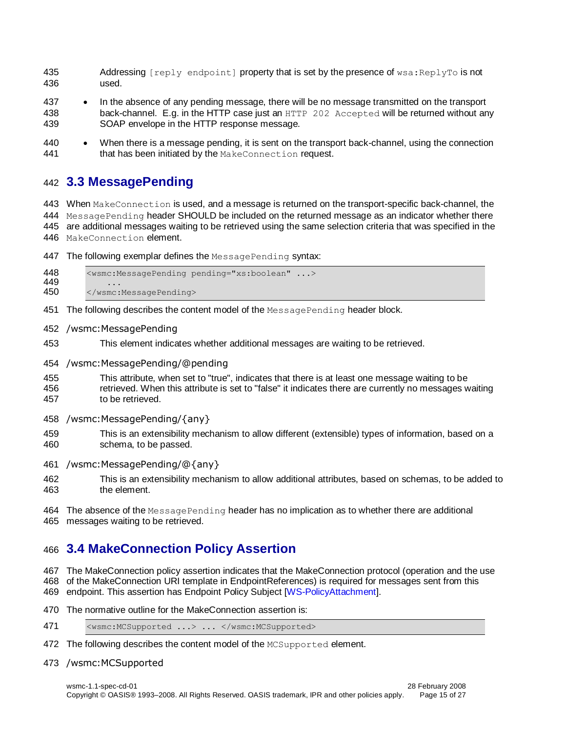Addressing `[reply endpoint]` property that is set by the presence of `wsa:ReplyTo` is not used.

- In the absence of any pending message, there will be no message transmitted on the transport back-channel. E.g. in the HTTP case just an `HTTP 202 Accepted` will be returned without any SOAP envelope in the HTTP response message.
- When there is a message pending, it is sent on the transport back-channel, using the connection that has been initiated by the `MakeConnection` request.

## 3.3 MessagePending

When `MakeConnection` is used, and a message is returned on the transport-specific back-channel, the `MessagePending` header SHOULD be included on the returned message as an indicator whether there are additional messages waiting to be retrieved using the same selection criteria that was specified in the `MakeConnection` element.

The following exemplar defines the `MessagePending` syntax:

```
<wsmc:MessagePending pending="xs:boolean" ...>
    ...
</wsmc:MessagePending>
```

The following describes the content model of the `MessagePending` header block.

/wsmc:MessagePending

This element indicates whether additional messages are waiting to be retrieved.

/wsmc:MessagePending/@pending

This attribute, when set to "true", indicates that there is at least one message waiting to be retrieved. When this attribute is set to "false" it indicates there are currently no messages waiting to be retrieved.

/wsmc:MessagePending/{any}

This is an extensibility mechanism to allow different (extensible) types of information, based on a schema, to be passed.

/wsmc:MessagePending/@{any}

This is an extensibility mechanism to allow additional attributes, based on schemas, to be added to the element.

The absence of the `MessagePending` header has no implication as to whether there are additional messages waiting to be retrieved.

## 3.4 MakeConnection Policy Assertion

The MakeConnection policy assertion indicates that the MakeConnection protocol (operation and the use of the MakeConnection URI template in EndpointReferences) is required for messages sent from this endpoint. This assertion has Endpoint Policy Subject [WS-PolicyAttachment].

The normative outline for the MakeConnection assertion is:

```
<wsmc:MCSupported ...> ... </wsmc:MCSupported>
```

The following describes the content model of the `MCSupported` element.

/wsmc:MCSupported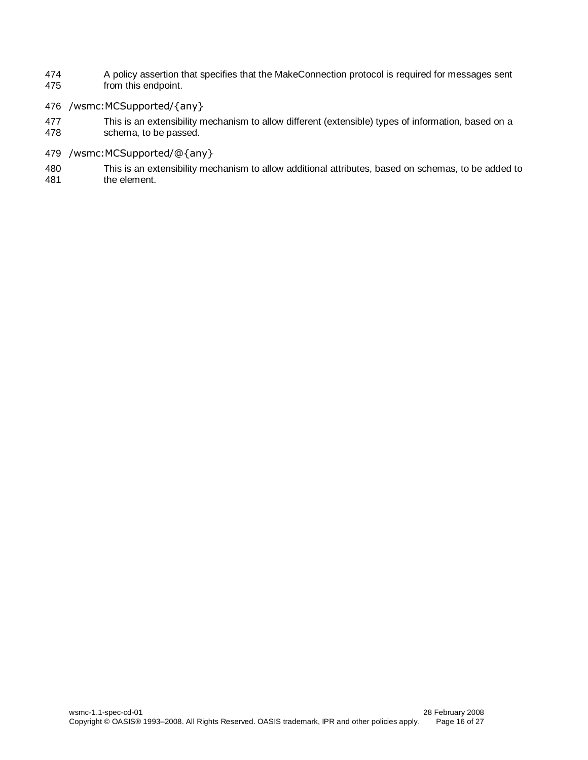A policy assertion that specifies that the MakeConnection protocol is required for messages sent from this endpoint.

/wsmc:MCSupported/{any}

This is an extensibility mechanism to allow different (extensible) types of information, based on a schema, to be passed.

/wsmc:MCSupported/@{any}

This is an extensibility mechanism to allow additional attributes, based on schemas, to be added to the element.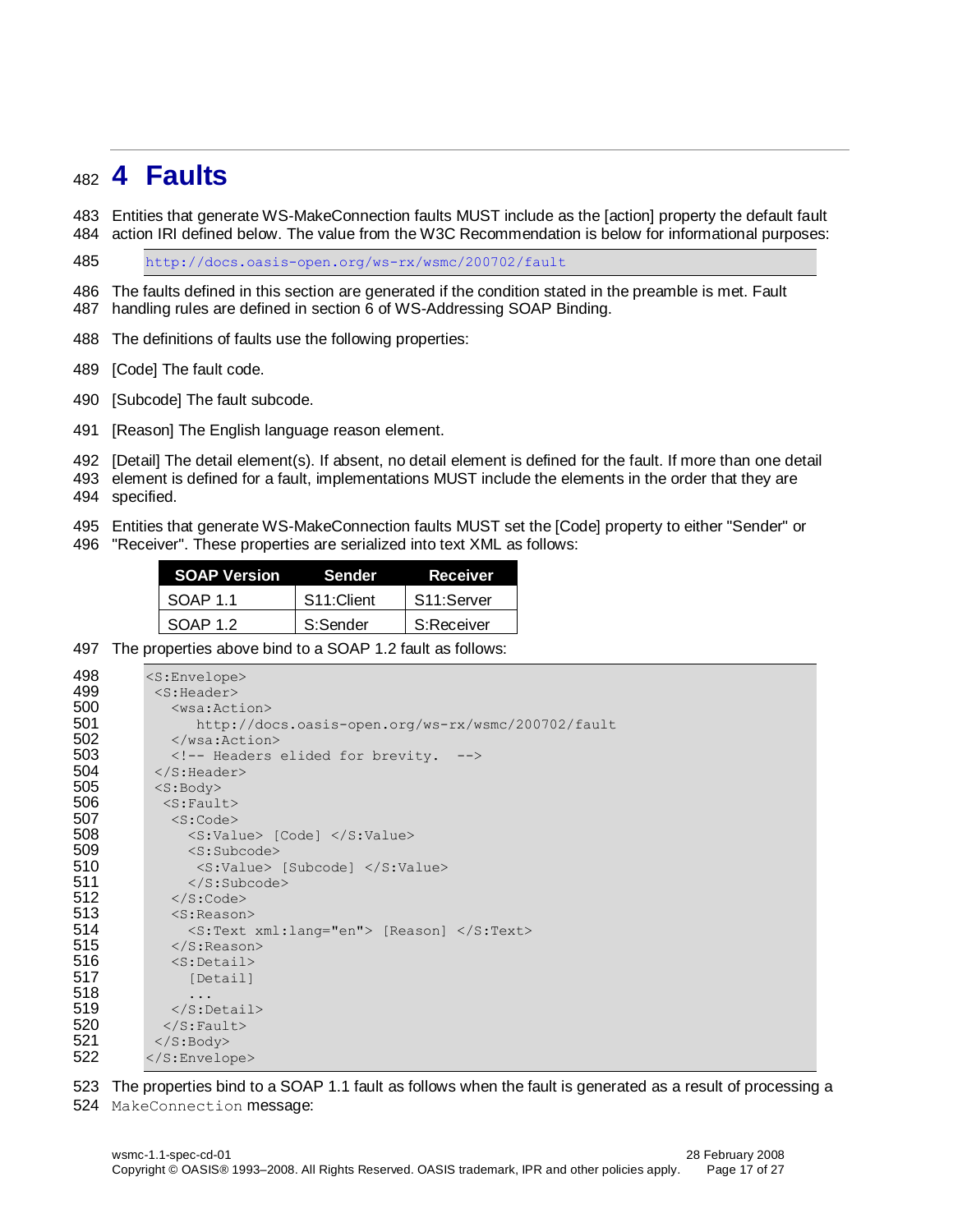# 4 Faults

Entities that generate WS-MakeConnection faults MUST include as the [action] property the default fault action IRI defined below. The value from the W3C Recommendation is below for informational purposes:

```
http://docs.oasis-open.org/ws-rx/wsmc/200702/fault
```

The faults defined in this section are generated if the condition stated in the preamble is met. Fault handling rules are defined in section 6 of WS-Addressing SOAP Binding.

The definitions of faults use the following properties:

[Code] The fault code.

[Subcode] The fault subcode.

[Reason] The English language reason element.

[Detail] The detail element(s). If absent, no detail element is defined for the fault. If more than one detail element is defined for a fault, implementations MUST include the elements in the order that they are specified.

Entities that generate WS-MakeConnection faults MUST set the [Code] property to either "Sender" or "Receiver". These properties are serialized into text XML as follows:

| SOAP Version | Sender | Receiver |
|---|---|---|
| SOAP 1.1 | S11:Client | S11:Server |
| SOAP 1.2 | S:Sender | S:Receiver |

The properties above bind to a SOAP 1.2 fault as follows:

```
<S:Envelope>
 <S:Header>
   <wsa:Action>
      http://docs.oasis-open.org/ws-rx/wsmc/200702/fault
   </wsa:Action>
   <!-- Headers elided for brevity.  -->
 </S:Header>
 <S:Body>
  <S:Fault>
   <S:Code>
     <S:Value> [Code] </S:Value>
     <S:Subcode>
      <S:Value> [Subcode] </S:Value>
     </S:Subcode>
   </S:Code>
   <S:Reason>
     <S:Text xml:lang="en"> [Reason] </S:Text>
   </S:Reason>
   <S:Detail>
     [Detail]
     ...
   </S:Detail>
  </S:Fault>
 </S:Body>
</S:Envelope>
```

The properties bind to a SOAP 1.1 fault as follows when the fault is generated as a result of processing a `MakeConnection` message: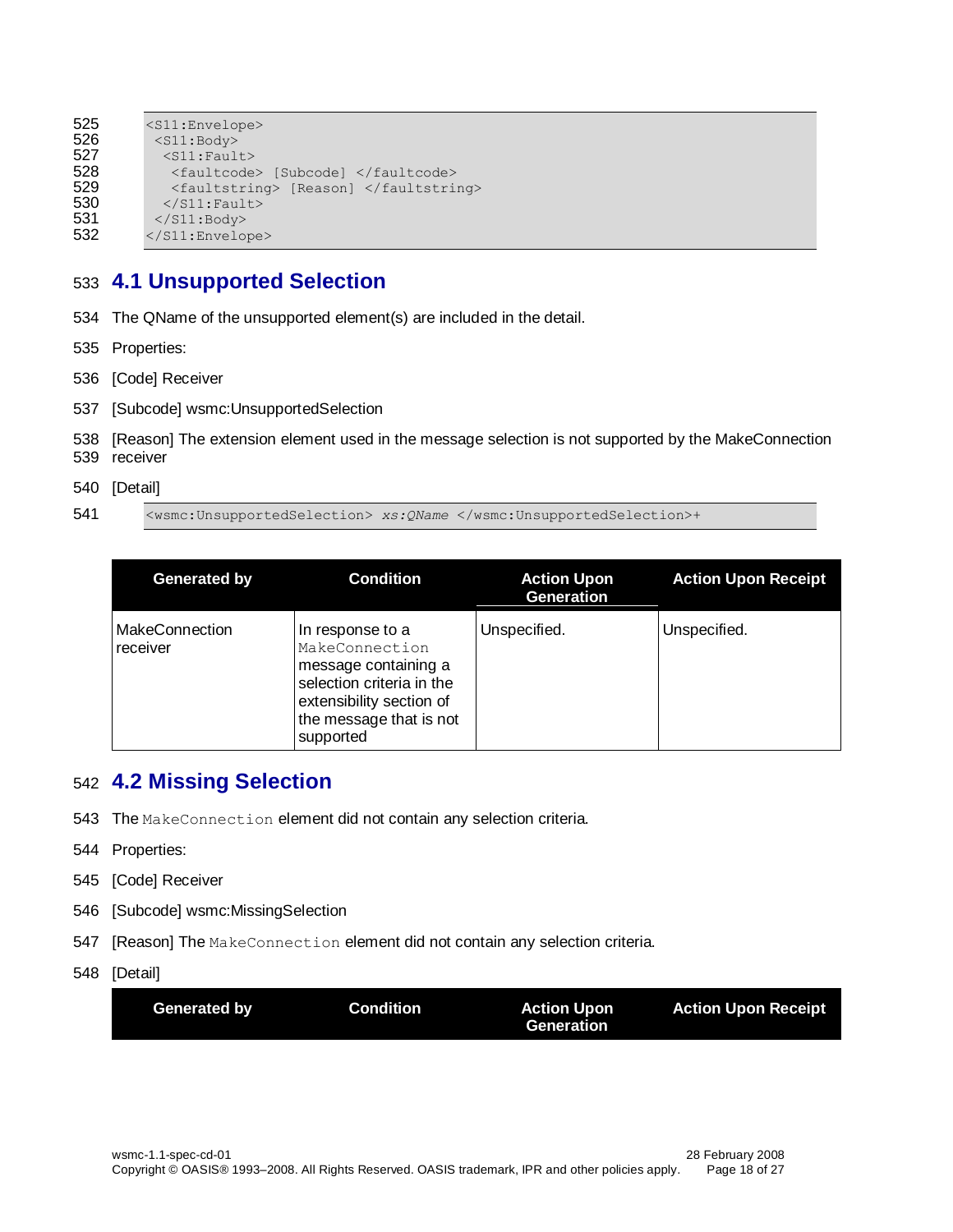```
<S11:Envelope>
 <S11:Body>
  <S11:Fault>
   <faultcode> [Subcode] </faultcode>
   <faultstring> [Reason] </faultstring>
  </S11:Fault>
 </S11:Body>
</S11:Envelope>
```

## 4.1 Unsupported Selection

The QName of the unsupported element(s) are included in the detail.

Properties:

[Code] Receiver

[Subcode] wsmc:UnsupportedSelection

[Reason] The extension element used in the message selection is not supported by the MakeConnection receiver

[Detail]

```
<wsmc:UnsupportedSelection> xs:QName </wsmc:UnsupportedSelection>+
```

| Generated by | Condition | Action Upon Generation | Action Upon Receipt |
|---|---|---|---|
| MakeConnection receiver | In response to a `MakeConnection` message containing a selection criteria in the extensibility section of the message that is not supported | Unspecified. | Unspecified. |

## 4.2 Missing Selection

The `MakeConnection` element did not contain any selection criteria.

Properties:

[Code] Receiver

[Subcode] wsmc:MissingSelection

[Reason] The `MakeConnection` element did not contain any selection criteria.

[Detail]

| Generated by | Condition | Action Upon Generation | Action Upon Receipt |
|---|---|---|---|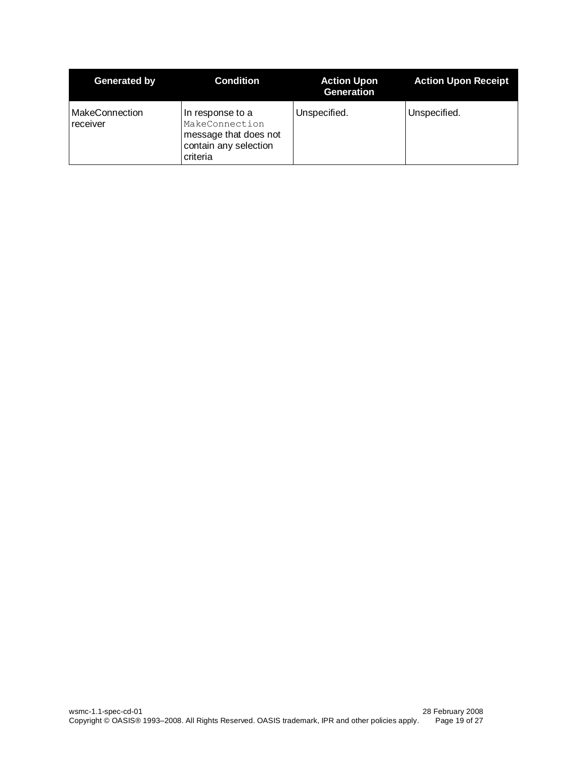| Generated by | Condition | Action Upon Generation | Action Upon Receipt |
| --- | --- | --- | --- |
| MakeConnection receiver | In response to a `MakeConnection` message that does not contain any selection criteria | Unspecified. | Unspecified. |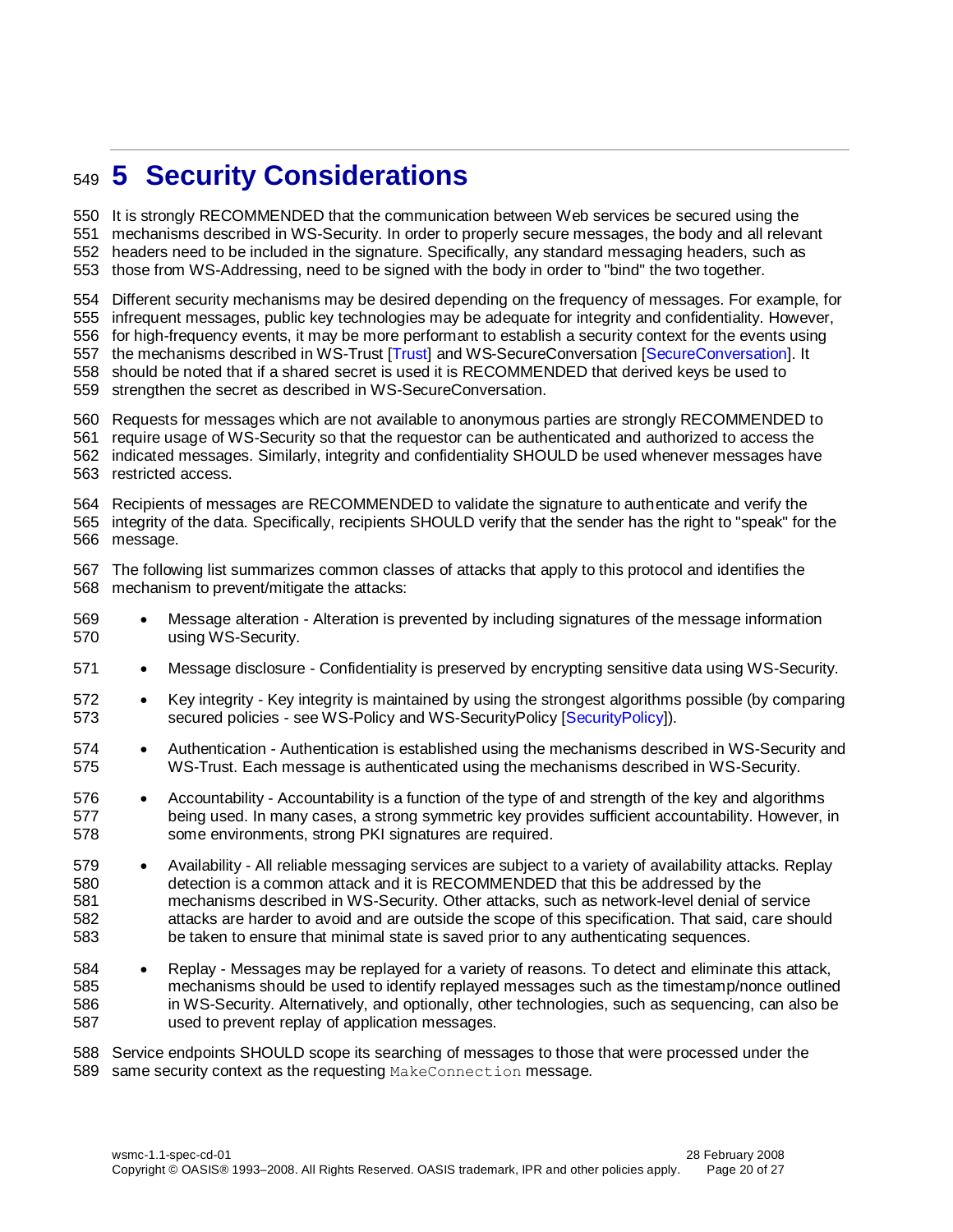# 5 Security Considerations

It is strongly RECOMMENDED that the communication between Web services be secured using the mechanisms described in WS-Security. In order to properly secure messages, the body and all relevant headers need to be included in the signature. Specifically, any standard messaging headers, such as those from WS-Addressing, need to be signed with the body in order to "bind" the two together.

Different security mechanisms may be desired depending on the frequency of messages. For example, for infrequent messages, public key technologies may be adequate for integrity and confidentiality. However, for high-frequency events, it may be more performant to establish a security context for the events using the mechanisms described in WS-Trust [Trust] and WS-SecureConversation [SecureConversation]. It should be noted that if a shared secret is used it is RECOMMENDED that derived keys be used to strengthen the secret as described in WS-SecureConversation.

Requests for messages which are not available to anonymous parties are strongly RECOMMENDED to require usage of WS-Security so that the requestor can be authenticated and authorized to access the indicated messages. Similarly, integrity and confidentiality SHOULD be used whenever messages have restricted access.

Recipients of messages are RECOMMENDED to validate the signature to authenticate and verify the integrity of the data. Specifically, recipients SHOULD verify that the sender has the right to "speak" for the message.

The following list summarizes common classes of attacks that apply to this protocol and identifies the mechanism to prevent/mitigate the attacks:

- Message alteration - Alteration is prevented by including signatures of the message information using WS-Security.
- Message disclosure - Confidentiality is preserved by encrypting sensitive data using WS-Security.
- Key integrity - Key integrity is maintained by using the strongest algorithms possible (by comparing secured policies - see WS-Policy and WS-SecurityPolicy [SecurityPolicy]).
- Authentication - Authentication is established using the mechanisms described in WS-Security and WS-Trust. Each message is authenticated using the mechanisms described in WS-Security.
- Accountability - Accountability is a function of the type of and strength of the key and algorithms being used. In many cases, a strong symmetric key provides sufficient accountability. However, in some environments, strong PKI signatures are required.
- Availability - All reliable messaging services are subject to a variety of availability attacks. Replay detection is a common attack and it is RECOMMENDED that this be addressed by the mechanisms described in WS-Security. Other attacks, such as network-level denial of service attacks are harder to avoid and are outside the scope of this specification. That said, care should be taken to ensure that minimal state is saved prior to any authenticating sequences.
- Replay - Messages may be replayed for a variety of reasons. To detect and eliminate this attack, mechanisms should be used to identify replayed messages such as the timestamp/nonce outlined in WS-Security. Alternatively, and optionally, other technologies, such as sequencing, can also be used to prevent replay of application messages.

Service endpoints SHOULD scope its searching of messages to those that were processed under the same security context as the requesting `MakeConnection` message.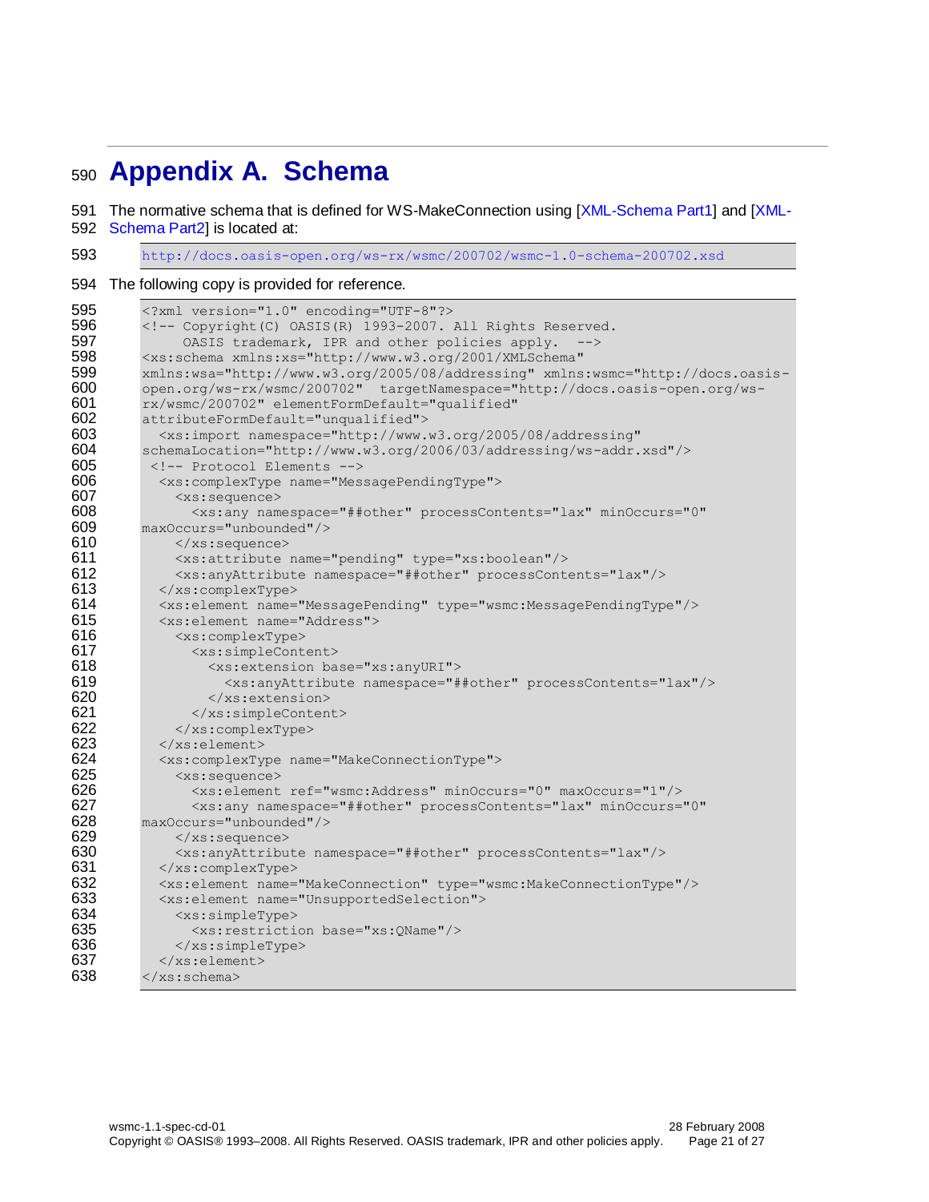# Appendix A. Schema

The normative schema that is defined for WS-MakeConnection using [XML-Schema Part1] and [XML-Schema Part2] is located at:

```
http://docs.oasis-open.org/ws-rx/wsmc/200702/wsmc-1.0-schema-200702.xsd
```

The following copy is provided for reference.

```
<?xml version="1.0" encoding="UTF-8"?>
<!-- Copyright(C) OASIS(R) 1993-2007. All Rights Reserved.
     OASIS trademark, IPR and other policies apply.  -->
<xs:schema xmlns:xs="http://www.w3.org/2001/XMLSchema"
xmlns:wsa="http://www.w3.org/2005/08/addressing" xmlns:wsmc="http://docs.oasis-
open.org/ws-rx/wsmc/200702"  targetNamespace="http://docs.oasis-open.org/ws-
rx/wsmc/200702" elementFormDefault="qualified"
attributeFormDefault="unqualified">
  <xs:import namespace="http://www.w3.org/2005/08/addressing"
schemaLocation="http://www.w3.org/2006/03/addressing/ws-addr.xsd"/>
   <!-- Protocol Elements -->
  <xs:complexType name="MessagePendingType">
    <xs:sequence>
      <xs:any namespace="##other" processContents="lax" minOccurs="0"
maxOccurs="unbounded"/>
    </xs:sequence>
    <xs:attribute name="pending" type="xs:boolean"/>
    <xs:anyAttribute namespace="##other" processContents="lax"/>
  </xs:complexType>
  <xs:element name="MessagePending" type="wsmc:MessagePendingType"/>
  <xs:element name="Address">
    <xs:complexType>
      <xs:simpleContent>
        <xs:extension base="xs:anyURI">
          <xs:anyAttribute namespace="##other" processContents="lax"/>
        </xs:extension>
      </xs:simpleContent>
    </xs:complexType>
  </xs:element>
  <xs:complexType name="MakeConnectionType">
    <xs:sequence>
      <xs:element ref="wsmc:Address" minOccurs="0" maxOccurs="1"/>
      <xs:any namespace="##other" processContents="lax" minOccurs="0"
maxOccurs="unbounded"/>
    </xs:sequence>
    <xs:anyAttribute namespace="##other" processContents="lax"/>
  </xs:complexType>
  <xs:element name="MakeConnection" type="wsmc:MakeConnectionType"/>
  <xs:element name="UnsupportedSelection">
    <xs:simpleType>
      <xs:restriction base="xs:QName"/>
    </xs:simpleType>
  </xs:element>
</xs:schema>
```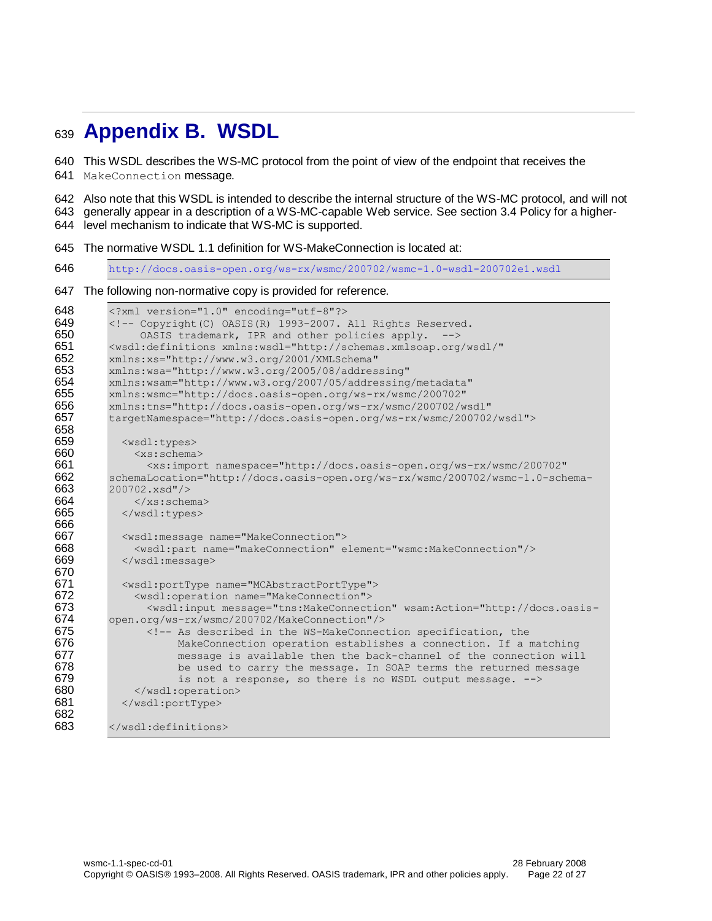# Appendix B. WSDL

This WSDL describes the WS-MC protocol from the point of view of the endpoint that receives the `MakeConnection` message.

Also note that this WSDL is intended to describe the internal structure of the WS-MC protocol, and will not generally appear in a description of a WS-MC-capable Web service. See section 3.4 Policy for a higher-level mechanism to indicate that WS-MC is supported.

The normative WSDL 1.1 definition for WS-MakeConnection is located at:

```
http://docs.oasis-open.org/ws-rx/wsmc/200702/wsmc-1.0-wsdl-200702e1.wsdl
```

The following non-normative copy is provided for reference.

```
<?xml version="1.0" encoding="utf-8"?>
<!-- Copyright(C) OASIS(R) 1993-2007. All Rights Reserved.
     OASIS trademark, IPR and other policies apply.  -->
<wsdl:definitions xmlns:wsdl="http://schemas.xmlsoap.org/wsdl/"
xmlns:xs="http://www.w3.org/2001/XMLSchema"
xmlns:wsa="http://www.w3.org/2005/08/addressing"
xmlns:wsam="http://www.w3.org/2007/05/addressing/metadata"
xmlns:wsmc="http://docs.oasis-open.org/ws-rx/wsmc/200702"
xmlns:tns="http://docs.oasis-open.org/ws-rx/wsmc/200702/wsdl"
targetNamespace="http://docs.oasis-open.org/ws-rx/wsmc/200702/wsdl">

  <wsdl:types>
    <xs:schema>
      <xs:import namespace="http://docs.oasis-open.org/ws-rx/wsmc/200702"
schemaLocation="http://docs.oasis-open.org/ws-rx/wsmc/200702/wsmc-1.0-schema-
200702.xsd"/>
    </xs:schema>
  </wsdl:types>

  <wsdl:message name="MakeConnection">
    <wsdl:part name="makeConnection" element="wsmc:MakeConnection"/>
  </wsdl:message>

  <wsdl:portType name="MCAbstractPortType">
    <wsdl:operation name="MakeConnection">
      <wsdl:input message="tns:MakeConnection" wsam:Action="http://docs.oasis-
open.org/ws-rx/wsmc/200702/MakeConnection"/>
      <!-- As described in the WS-MakeConnection specification, the
           MakeConnection operation establishes a connection. If a matching
           message is available then the back-channel of the connection will
           be used to carry the message. In SOAP terms the returned message
           is not a response, so there is no WSDL output message. -->
    </wsdl:operation>
  </wsdl:portType>

</wsdl:definitions>
```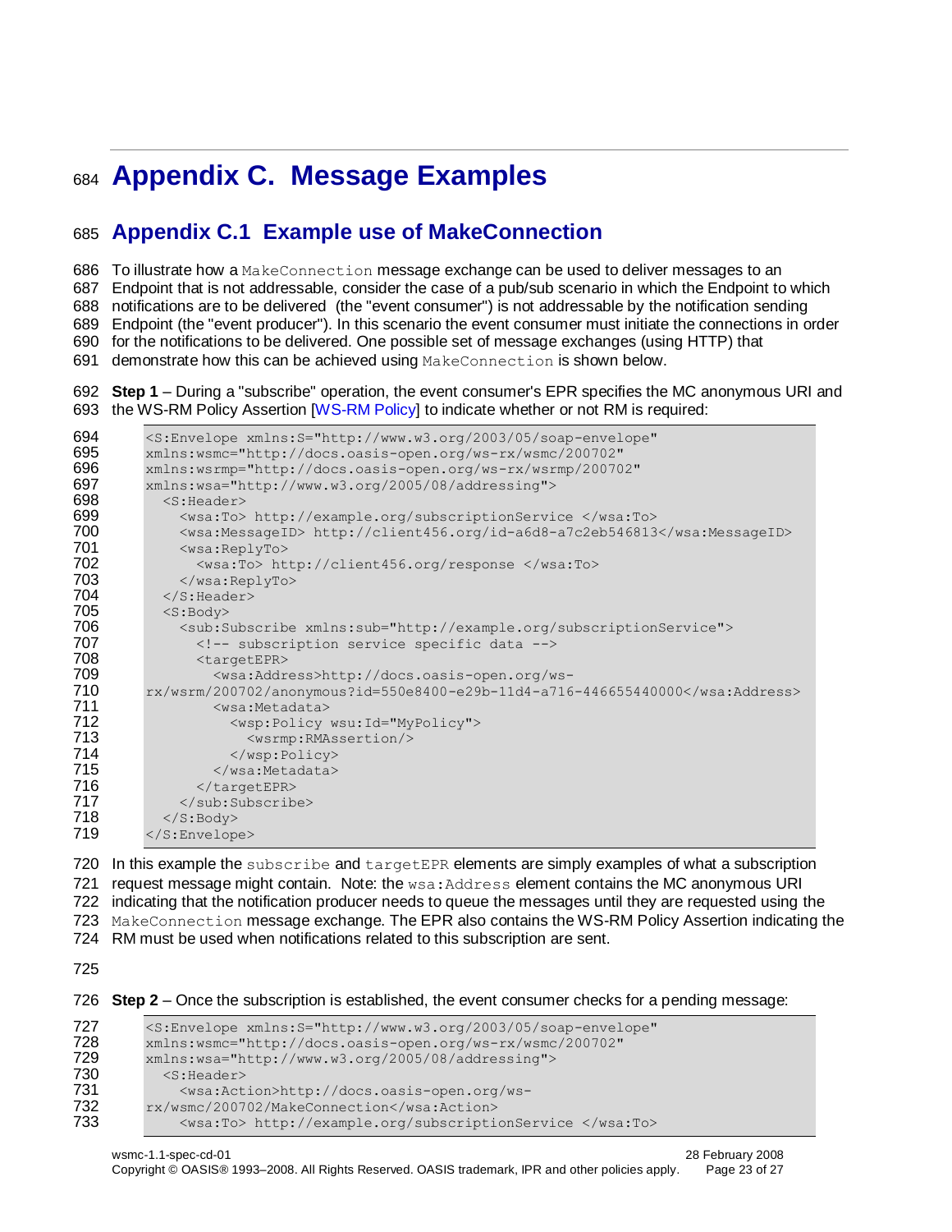# Appendix C. Message Examples

## Appendix C.1 Example use of MakeConnection

To illustrate how a `MakeConnection` message exchange can be used to deliver messages to an Endpoint that is not addressable, consider the case of a pub/sub scenario in which the Endpoint to which notifications are to be delivered (the "event consumer") is not addressable by the notification sending Endpoint (the "event producer"). In this scenario the event consumer must initiate the connections in order for the notifications to be delivered. One possible set of message exchanges (using HTTP) that demonstrate how this can be achieved using `MakeConnection` is shown below.

**Step 1** – During a "subscribe" operation, the event consumer's EPR specifies the MC anonymous URI and the WS-RM Policy Assertion [WS-RM Policy] to indicate whether or not RM is required:

```
<S:Envelope xmlns:S="http://www.w3.org/2003/05/soap-envelope"
xmlns:wsmc="http://docs.oasis-open.org/ws-rx/wsmc/200702"
xmlns:wsrmp="http://docs.oasis-open.org/ws-rx/wsrmp/200702"
xmlns:wsa="http://www.w3.org/2005/08/addressing">
  <S:Header>
    <wsa:To> http://example.org/subscriptionService </wsa:To>
    <wsa:MessageID> http://client456.org/id-a6d8-a7c2eb546813</wsa:MessageID>
    <wsa:ReplyTo>
      <wsa:To> http://client456.org/response </wsa:To>
    </wsa:ReplyTo>
  </S:Header>
  <S:Body>
    <sub:Subscribe xmlns:sub="http://example.org/subscriptionService">
      <!-- subscription service specific data -->
      <targetEPR>
        <wsa:Address>http://docs.oasis-open.org/ws-
rx/wsrm/200702/anonymous?id=550e8400-e29b-11d4-a716-446655440000</wsa:Address>
        <wsa:Metadata>
          <wsp:Policy wsu:Id="MyPolicy">
            <wsrmp:RMAssertion/>
          </wsp:Policy>
        </wsa:Metadata>
      </targetEPR>
    </sub:Subscribe>
  </S:Body>
</S:Envelope>
```

In this example the `subscribe` and `targetEPR` elements are simply examples of what a subscription request message might contain. Note: the `wsa:Address` element contains the MC anonymous URI indicating that the notification producer needs to queue the messages until they are requested using the `MakeConnection` message exchange. The EPR also contains the WS-RM Policy Assertion indicating the RM must be used when notifications related to this subscription are sent.

**Step 2** – Once the subscription is established, the event consumer checks for a pending message:

```
<S:Envelope xmlns:S="http://www.w3.org/2003/05/soap-envelope"
xmlns:wsmc="http://docs.oasis-open.org/ws-rx/wsmc/200702"
xmlns:wsa="http://www.w3.org/2005/08/addressing">
  <S:Header>
    <wsa:Action>http://docs.oasis-open.org/ws-
rx/wsmc/200702/MakeConnection</wsa:Action>
    <wsa:To> http://example.org/subscriptionService </wsa:To>
```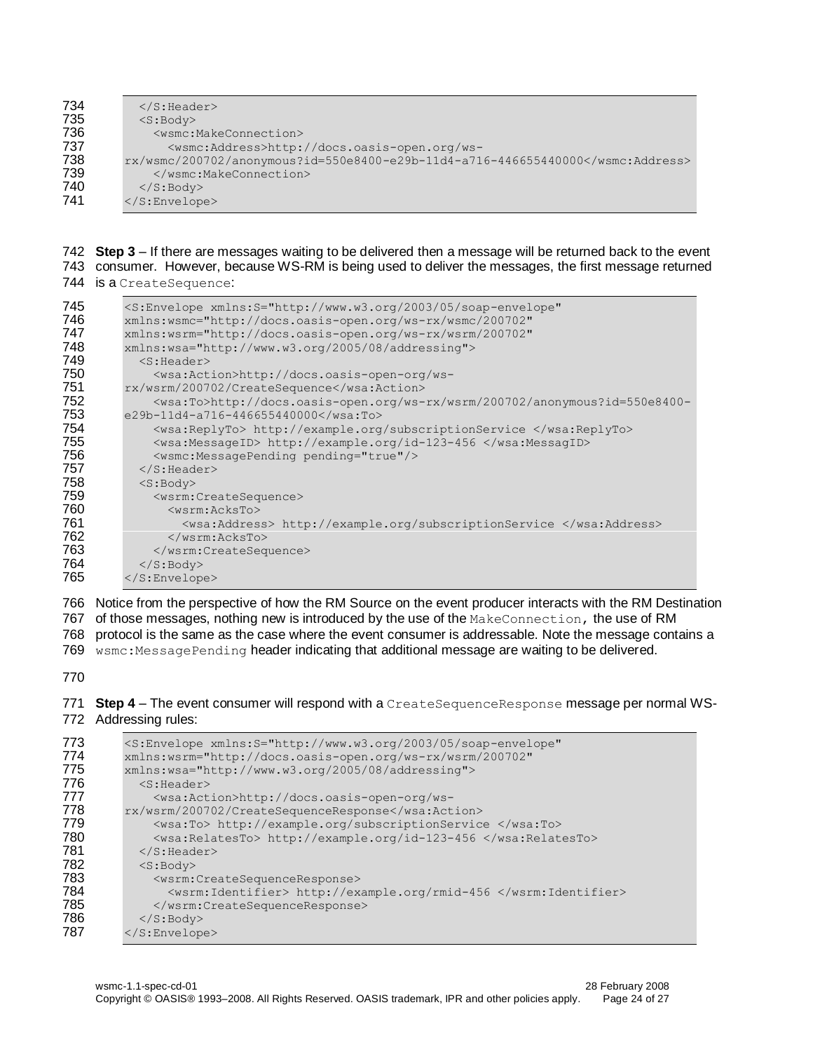```
    </S:Header>
    <S:Body>
      <wsmc:MakeConnection>
        <wsmc:Address>http://docs.oasis-open.org/ws-
rx/wsmc/200702/anonymous?id=550e8400-e29b-11d4-a716-446655440000</wsmc:Address>
      </wsmc:MakeConnection>
    </S:Body>
</S:Envelope>
```

**Step 3** – If there are messages waiting to be delivered then a message will be returned back to the event consumer. However, because WS-RM is being used to deliver the messages, the first message returned is a `CreateSequence`:

```
<S:Envelope xmlns:S="http://www.w3.org/2003/05/soap-envelope"
xmlns:wsmc="http://docs.oasis-open.org/ws-rx/wsmc/200702"
xmlns:wsrm="http://docs.oasis-open.org/ws-rx/wsrm/200702"
xmlns:wsa="http://www.w3.org/2005/08/addressing">
  <S:Header>
    <wsa:Action>http://docs.oasis-open-org/ws-
rx/wsrm/200702/CreateSequence</wsa:Action>
    <wsa:To>http://docs.oasis-open.org/ws-rx/wsrm/200702/anonymous?id=550e8400-
e29b-11d4-a716-446655440000</wsa:To>
    <wsa:ReplyTo> http://example.org/subscriptionService </wsa:ReplyTo>
    <wsa:MessageID> http://example.org/id-123-456 </wsa:MessagID>
    <wsmc:MessagePending pending="true"/>
  </S:Header>
  <S:Body>
    <wsrm:CreateSequence>
      <wsrm:AcksTo>
        <wsa:Address> http://example.org/subscriptionService </wsa:Address>
      </wsrm:AcksTo>
    </wsrm:CreateSequence>
  </S:Body>
</S:Envelope>
```

Notice from the perspective of how the RM Source on the event producer interacts with the RM Destination of those messages, nothing new is introduced by the use of the `MakeConnection`, the use of RM protocol is the same as the case where the event consumer is addressable. Note the message contains a `wsmc:MessagePending` header indicating that additional message are waiting to be delivered.

**Step 4** – The event consumer will respond with a `CreateSequenceResponse` message per normal WS-Addressing rules:

```
<S:Envelope xmlns:S="http://www.w3.org/2003/05/soap-envelope"
xmlns:wsrm="http://docs.oasis-open.org/ws-rx/wsrm/200702"
xmlns:wsa="http://www.w3.org/2005/08/addressing">
  <S:Header>
    <wsa:Action>http://docs.oasis-open-org/ws-
rx/wsrm/200702/CreateSequenceResponse</wsa:Action>
    <wsa:To> http://example.org/subscriptionService </wsa:To>
    <wsa:RelatesTo> http://example.org/id-123-456 </wsa:RelatesTo>
  </S:Header>
  <S:Body>
    <wsrm:CreateSequenceResponse>
      <wsrm:Identifier> http://example.org/rmid-456 </wsrm:Identifier>
    </wsrm:CreateSequenceResponse>
  </S:Body>
</S:Envelope>
```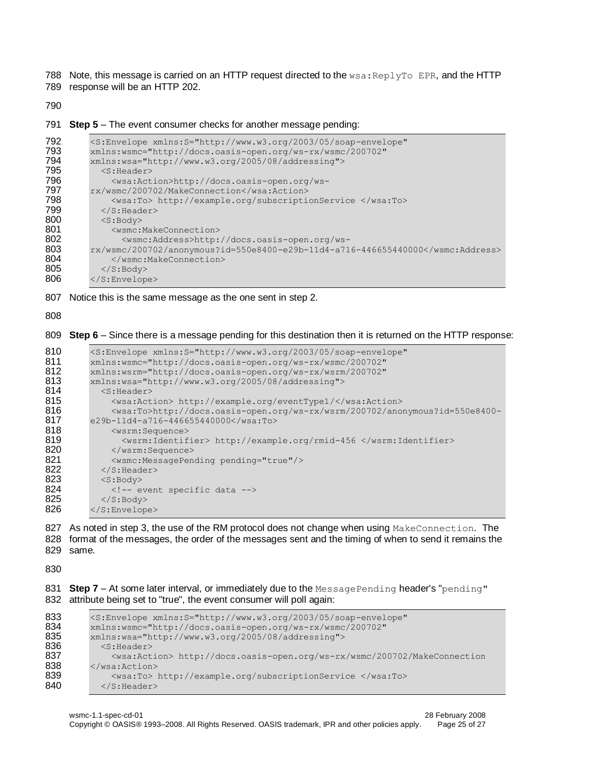Note, this message is carried on an HTTP request directed to the `wsa:ReplyTo EPR`, and the HTTP response will be an HTTP 202.

**Step 5** – The event consumer checks for another message pending:

```
<S:Envelope xmlns:S="http://www.w3.org/2003/05/soap-envelope"
xmlns:wsmc="http://docs.oasis-open.org/ws-rx/wsmc/200702"
xmlns:wsa="http://www.w3.org/2005/08/addressing">
  <S:Header>
    <wsa:Action>http://docs.oasis-open.org/ws-
rx/wsmc/200702/MakeConnection</wsa:Action>
    <wsa:To> http://example.org/subscriptionService </wsa:To>
  </S:Header>
  <S:Body>
    <wsmc:MakeConnection>
      <wsmc:Address>http://docs.oasis-open.org/ws-
rx/wsmc/200702/anonymous?id=550e8400-e29b-11d4-a716-446655440000</wsmc:Address>
    </wsmc:MakeConnection>
  </S:Body>
</S:Envelope>
```

Notice this is the same message as the one sent in step 2.

**Step 6** – Since there is a message pending for this destination then it is returned on the HTTP response:

```
<S:Envelope xmlns:S="http://www.w3.org/2003/05/soap-envelope"
xmlns:wsmc="http://docs.oasis-open.org/ws-rx/wsmc/200702"
xmlns:wsrm="http://docs.oasis-open.org/ws-rx/wsrm/200702"
xmlns:wsa="http://www.w3.org/2005/08/addressing">
  <S:Header>
    <wsa:Action> http://example.org/eventType1/</wsa:Action>
    <wsa:To>http://docs.oasis-open.org/ws-rx/wsrm/200702/anonymous?id=550e8400-
e29b-11d4-a716-446655440000</wsa:To>
    <wsrm:Sequence>
      <wsrm:Identifier> http://example.org/rmid-456 </wsrm:Identifier>
    </wsrm:Sequence>
    <wsmc:MessagePending pending="true"/>
  </S:Header>
  <S:Body>
    <!-- event specific data -->
  </S:Body>
</S:Envelope>
```

As noted in step 3, the use of the RM protocol does not change when using `MakeConnection`. The format of the messages, the order of the messages sent and the timing of when to send it remains the same.

**Step 7** – At some later interval, or immediately due to the `MessagePending` header's "`pending`" attribute being set to "true", the event consumer will poll again:

```
<S:Envelope xmlns:S="http://www.w3.org/2003/05/soap-envelope"
xmlns:wsmc="http://docs.oasis-open.org/ws-rx/wsmc/200702"
xmlns:wsa="http://www.w3.org/2005/08/addressing">
  <S:Header>
    <wsa:Action> http://docs.oasis-open.org/ws-rx/wsmc/200702/MakeConnection
</wsa:Action>
    <wsa:To> http://example.org/subscriptionService </wsa:To>
  </S:Header>
```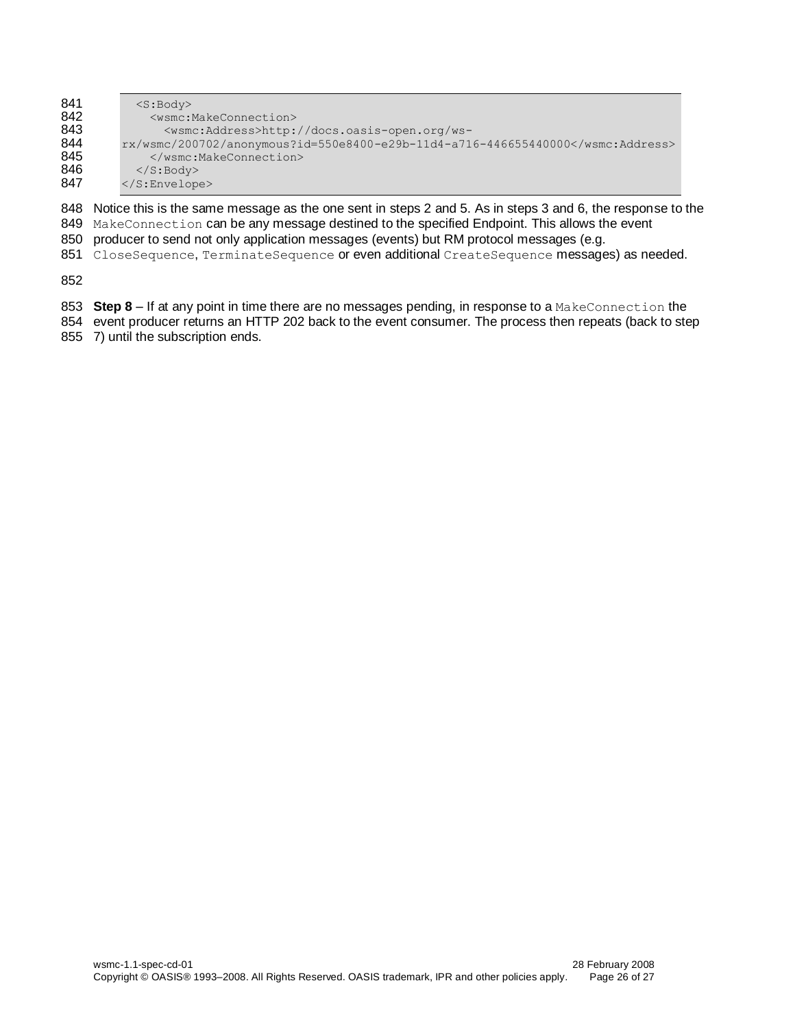```
    <S:Body>
      <wsmc:MakeConnection>
        <wsmc:Address>http://docs.oasis-open.org/ws-
rx/wsmc/200702/anonymous?id=550e8400-e29b-11d4-a716-446655440000</wsmc:Address>
      </wsmc:MakeConnection>
    </S:Body>
</S:Envelope>
```

Notice this is the same message as the one sent in steps 2 and 5. As in steps 3 and 6, the response to the `MakeConnection` can be any message destined to the specified Endpoint. This allows the event producer to send not only application messages (events) but RM protocol messages (e.g. `CloseSequence`, `TerminateSequence` or even additional `CreateSequence` messages) as needed.

**Step 8** – If at any point in time there are no messages pending, in response to a `MakeConnection` the event producer returns an HTTP 202 back to the event consumer. The process then repeats (back to step 7) until the subscription ends.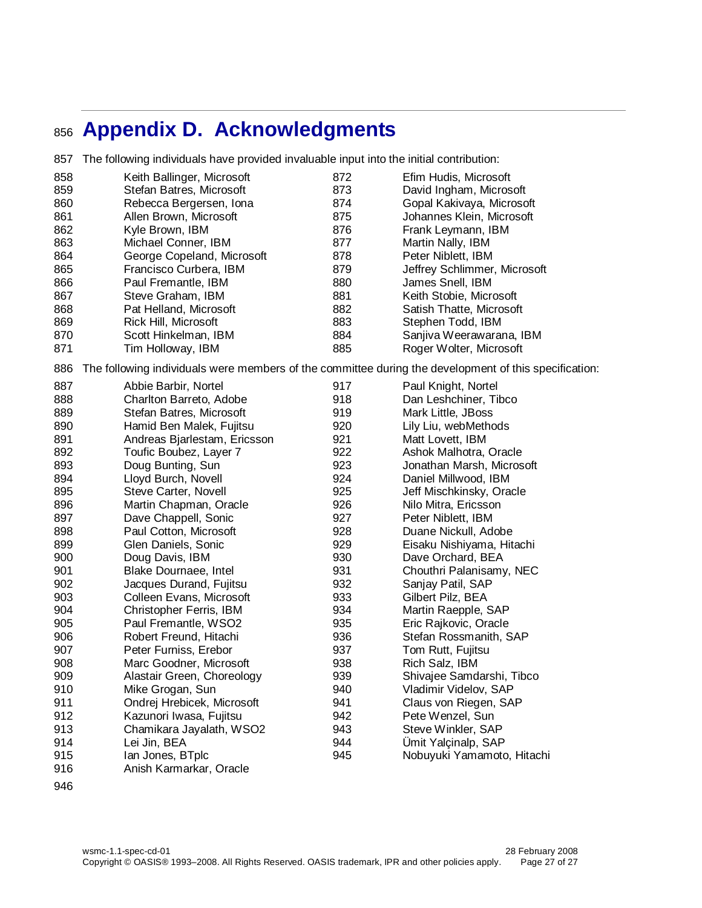# Appendix D. Acknowledgments

The following individuals have provided invaluable input into the initial contribution:

- Keith Ballinger, Microsoft
- Stefan Batres, Microsoft
- Rebecca Bergersen, Iona
- Allen Brown, Microsoft
- Kyle Brown, IBM
- Michael Conner, IBM
- George Copeland, Microsoft
- Francisco Curbera, IBM
- Paul Fremantle, IBM
- Steve Graham, IBM
- Pat Helland, Microsoft
- Rick Hill, Microsoft
- Scott Hinkelman, IBM
- Tim Holloway, IBM
- Efim Hudis, Microsoft
- David Ingham, Microsoft
- Gopal Kakivaya, Microsoft
- Johannes Klein, Microsoft
- Frank Leymann, IBM
- Martin Nally, IBM
- Peter Niblett, IBM
- Jeffrey Schlimmer, Microsoft
- James Snell, IBM
- Keith Stobie, Microsoft
- Satish Thatte, Microsoft
- Stephen Todd, IBM
- Sanjiva Weerawarana, IBM
- Roger Wolter, Microsoft

The following individuals were members of the committee during the development of this specification:

- Abbie Barbir, Nortel
- Charlton Barreto, Adobe
- Stefan Batres, Microsoft
- Hamid Ben Malek, Fujitsu
- Andreas Bjarlestam, Ericsson
- Toufic Boubez, Layer 7
- Doug Bunting, Sun
- Lloyd Burch, Novell
- Steve Carter, Novell
- Martin Chapman, Oracle
- Dave Chappell, Sonic
- Paul Cotton, Microsoft
- Glen Daniels, Sonic
- Doug Davis, IBM
- Blake Dournaee, Intel
- Jacques Durand, Fujitsu
- Colleen Evans, Microsoft
- Christopher Ferris, IBM
- Paul Fremantle, WSO2
- Robert Freund, Hitachi
- Peter Furniss, Erebor
- Marc Goodner, Microsoft
- Alastair Green, Choreology
- Mike Grogan, Sun
- Ondrej Hrebicek, Microsoft
- Kazunori Iwasa, Fujitsu
- Chamikara Jayalath, WSO2
- Lei Jin, BEA
- Ian Jones, BTplc
- Anish Karmarkar, Oracle
- Paul Knight, Nortel
- Dan Leshchiner, Tibco
- Mark Little, JBoss
- Lily Liu, webMethods
- Matt Lovett, IBM
- Ashok Malhotra, Oracle
- Jonathan Marsh, Microsoft
- Daniel Millwood, IBM
- Jeff Mischkinsky, Oracle
- Nilo Mitra, Ericsson
- Peter Niblett, IBM
- Duane Nickull, Adobe
- Eisaku Nishiyama, Hitachi
- Dave Orchard, BEA
- Chouthri Palanisamy, NEC
- Sanjay Patil, SAP
- Gilbert Pilz, BEA
- Martin Raepple, SAP
- Eric Rajkovic, Oracle
- Stefan Rossmanith, SAP
- Tom Rutt, Fujitsu
- Rich Salz, IBM
- Shivajee Samdarshi, Tibco
- Vladimir Videlov, SAP
- Claus von Riegen, SAP
- Pete Wenzel, Sun
- Steve Winkler, SAP
- Ümit Yalçinalp, SAP
- Nobuyuki Yamamoto, Hitachi